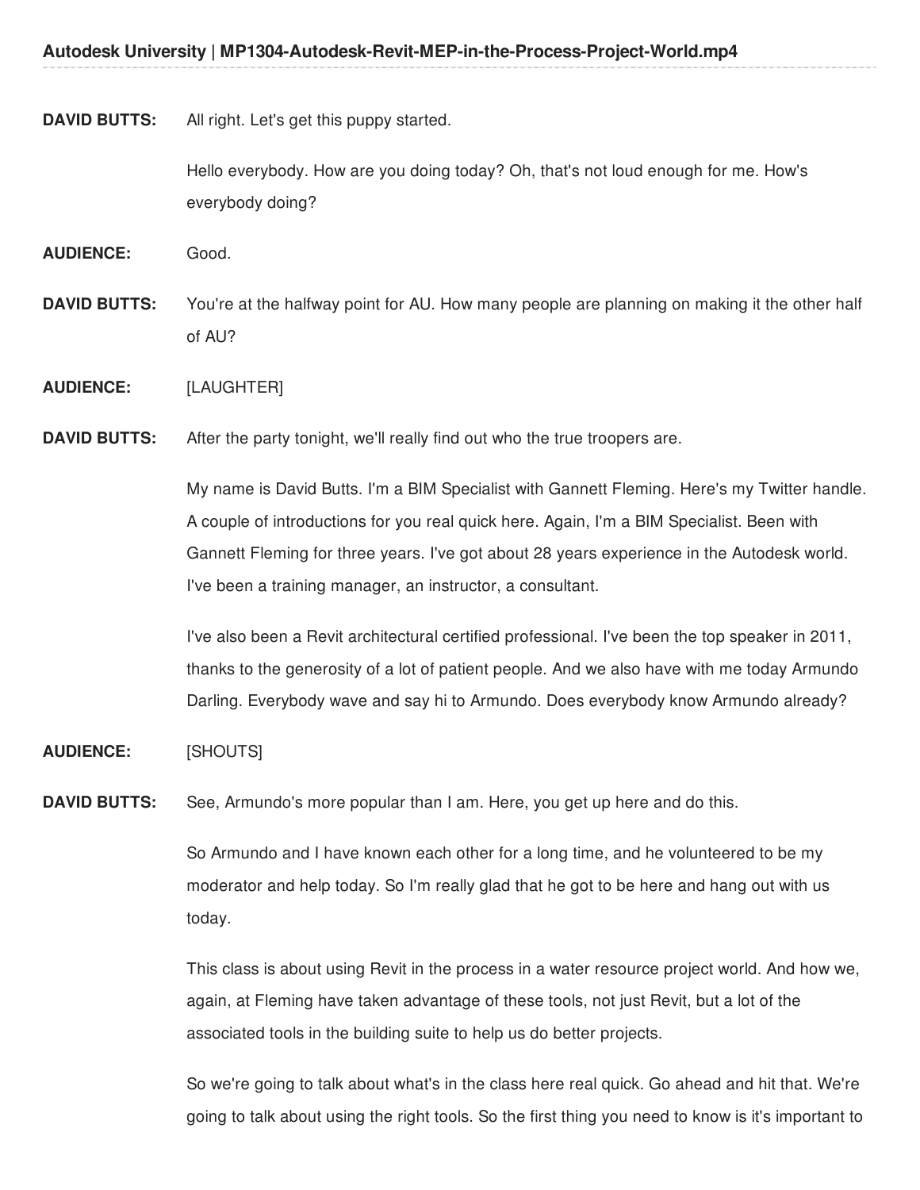**DAVID BUTTS:** All right. Let's get this puppy started.

Hello everybody. How are you doing today? Oh, that's not loud enough for me. How's everybody doing?

**AUDIENCE:** Good.

**DAVID BUTTS:** You're at the halfway point for AU. How many people are planning on making it the other half of AU?

**AUDIENCE:** [LAUGHTER]

**DAVID BUTTS:** After the party tonight, we'll really find out who the true troopers are.

My name is David Butts. I'm a BIM Specialist with Gannett Fleming. Here's my Twitter handle. A couple of introductions for you real quick here. Again, I'm a BIM Specialist. Been with Gannett Fleming for three years. I've got about 28 years experience in the Autodesk world. I've been a training manager, an instructor, a consultant.

I've also been a Revit architectural certified professional. I've been the top speaker in 2011, thanks to the generosity of a lot of patient people. And we also have with me today Armundo Darling. Everybody wave and say hi to Armundo. Does everybody know Armundo already?

**AUDIENCE:** [SHOUTS]

**DAVID BUTTS:** See, Armundo's more popular than I am. Here, you get up here and do this.

So Armundo and I have known each other for a long time, and he volunteered to be my moderator and help today. So I'm really glad that he got to be here and hang out with us today.

This class is about using Revit in the process in a water resource project world. And how we, again, at Fleming have taken advantage of these tools, not just Revit, but a lot of the associated tools in the building suite to help us do better projects.

So we're going to talk about what's in the class here real quick. Go ahead and hit that. We're going to talk about using the right tools. So the first thing you need to know is it's important to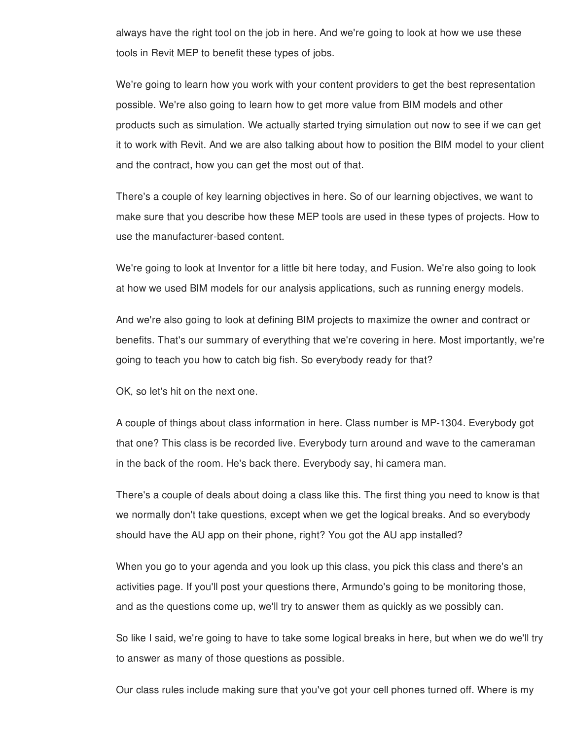always have the right tool on the job in here. And we're going to look at how we use these tools in Revit MEP to benefit these types of jobs.

We're going to learn how you work with your content providers to get the best representation possible. We're also going to learn how to get more value from BIM models and other products such as simulation. We actually started trying simulation out now to see if we can get it to work with Revit. And we are also talking about how to position the BIM model to your client and the contract, how you can get the most out of that.

There's a couple of key learning objectives in here. So of our learning objectives, we want to make sure that you describe how these MEP tools are used in these types of projects. How to use the manufacturer-based content.

We're going to look at Inventor for a little bit here today, and Fusion. We're also going to look at how we used BIM models for our analysis applications, such as running energy models.

And we're also going to look at defining BIM projects to maximize the owner and contract or benefits. That's our summary of everything that we're covering in here. Most importantly, we're going to teach you how to catch big fish. So everybody ready for that?

OK, so let's hit on the next one.

A couple of things about class information in here. Class number is MP-1304. Everybody got that one? This class is be recorded live. Everybody turn around and wave to the cameraman in the back of the room. He's back there. Everybody say, hi camera man.

There's a couple of deals about doing a class like this. The first thing you need to know is that we normally don't take questions, except when we get the logical breaks. And so everybody should have the AU app on their phone, right? You got the AU app installed?

When you go to your agenda and you look up this class, you pick this class and there's an activities page. If you'll post your questions there, Armundo's going to be monitoring those, and as the questions come up, we'll try to answer them as quickly as we possibly can.

So like I said, we're going to have to take some logical breaks in here, but when we do we'll try to answer as many of those questions as possible.

Our class rules include making sure that you've got your cell phones turned off. Where is my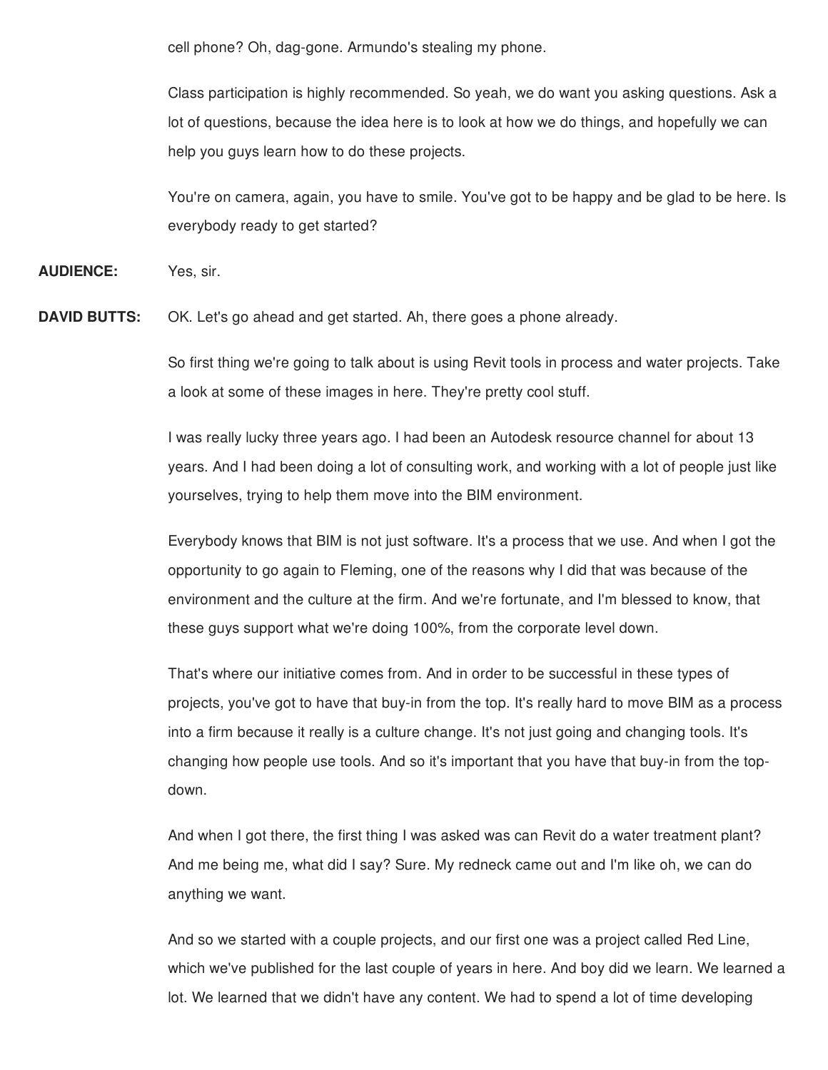cell phone? Oh, dag-gone. Armundo's stealing my phone.

Class participation is highly recommended. So yeah, we do want you asking questions. Ask a lot of questions, because the idea here is to look at how we do things, and hopefully we can help you guys learn how to do these projects.

You're on camera, again, you have to smile. You've got to be happy and be glad to be here. Is everybody ready to get started?

**AUDIENCE:** Yes, sir.

**DAVID BUTTS:** OK. Let's go ahead and get started. Ah, there goes a phone already.

So first thing we're going to talk about is using Revit tools in process and water projects. Take a look at some of these images in here. They're pretty cool stuff.

I was really lucky three years ago. I had been an Autodesk resource channel for about 13 years. And I had been doing a lot of consulting work, and working with a lot of people just like yourselves, trying to help them move into the BIM environment.

Everybody knows that BIM is not just software. It's a process that we use. And when I got the opportunity to go again to Fleming, one of the reasons why I did that was because of the environment and the culture at the firm. And we're fortunate, and I'm blessed to know, that these guys support what we're doing 100%, from the corporate level down.

That's where our initiative comes from. And in order to be successful in these types of projects, you've got to have that buy-in from the top. It's really hard to move BIM as a process into a firm because it really is a culture change. It's not just going and changing tools. It's changing how people use tools. And so it's important that you have that buy-in from the top-down.

And when I got there, the first thing I was asked was can Revit do a water treatment plant? And me being me, what did I say? Sure. My redneck came out and I'm like oh, we can do anything we want.

And so we started with a couple projects, and our first one was a project called Red Line, which we've published for the last couple of years in here. And boy did we learn. We learned a lot. We learned that we didn't have any content. We had to spend a lot of time developing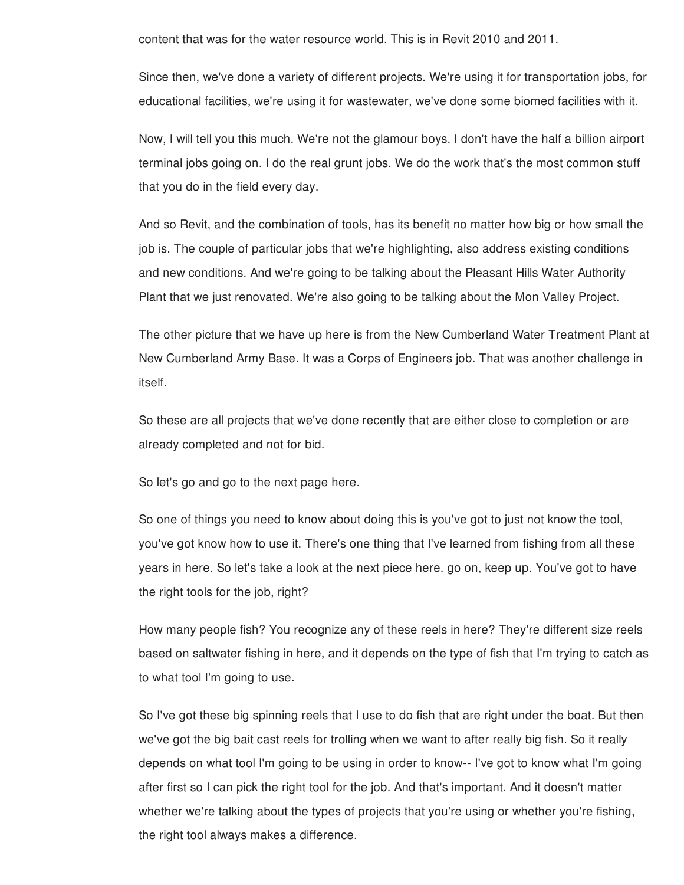content that was for the water resource world. This is in Revit 2010 and 2011.

Since then, we've done a variety of different projects. We're using it for transportation jobs, for educational facilities, we're using it for wastewater, we've done some biomed facilities with it.

Now, I will tell you this much. We're not the glamour boys. I don't have the half a billion airport terminal jobs going on. I do the real grunt jobs. We do the work that's the most common stuff that you do in the field every day.

And so Revit, and the combination of tools, has its benefit no matter how big or how small the job is. The couple of particular jobs that we're highlighting, also address existing conditions and new conditions. And we're going to be talking about the Pleasant Hills Water Authority Plant that we just renovated. We're also going to be talking about the Mon Valley Project.

The other picture that we have up here is from the New Cumberland Water Treatment Plant at New Cumberland Army Base. It was a Corps of Engineers job. That was another challenge in itself.

So these are all projects that we've done recently that are either close to completion or are already completed and not for bid.

So let's go and go to the next page here.

So one of things you need to know about doing this is you've got to just not know the tool, you've got know how to use it. There's one thing that I've learned from fishing from all these years in here. So let's take a look at the next piece here. go on, keep up. You've got to have the right tools for the job, right?

How many people fish? You recognize any of these reels in here? They're different size reels based on saltwater fishing in here, and it depends on the type of fish that I'm trying to catch as to what tool I'm going to use.

So I've got these big spinning reels that I use to do fish that are right under the boat. But then we've got the big bait cast reels for trolling when we want to after really big fish. So it really depends on what tool I'm going to be using in order to know-- I've got to know what I'm going after first so I can pick the right tool for the job. And that's important. And it doesn't matter whether we're talking about the types of projects that you're using or whether you're fishing, the right tool always makes a difference.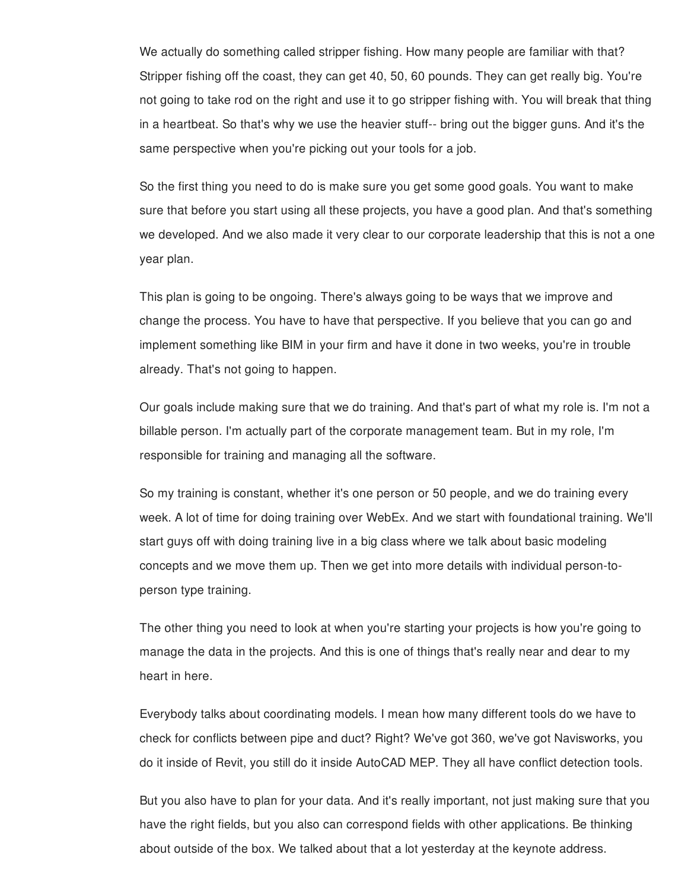We actually do something called stripper fishing. How many people are familiar with that? Stripper fishing off the coast, they can get 40, 50, 60 pounds. They can get really big. You're not going to take rod on the right and use it to go stripper fishing with. You will break that thing in a heartbeat. So that's why we use the heavier stuff-- bring out the bigger guns. And it's the same perspective when you're picking out your tools for a job.

So the first thing you need to do is make sure you get some good goals. You want to make sure that before you start using all these projects, you have a good plan. And that's something we developed. And we also made it very clear to our corporate leadership that this is not a one year plan.

This plan is going to be ongoing. There's always going to be ways that we improve and change the process. You have to have that perspective. If you believe that you can go and implement something like BIM in your firm and have it done in two weeks, you're in trouble already. That's not going to happen.

Our goals include making sure that we do training. And that's part of what my role is. I'm not a billable person. I'm actually part of the corporate management team. But in my role, I'm responsible for training and managing all the software.

So my training is constant, whether it's one person or 50 people, and we do training every week. A lot of time for doing training over WebEx. And we start with foundational training. We'll start guys off with doing training live in a big class where we talk about basic modeling concepts and we move them up. Then we get into more details with individual person-to-person type training.

The other thing you need to look at when you're starting your projects is how you're going to manage the data in the projects. And this is one of things that's really near and dear to my heart in here.

Everybody talks about coordinating models. I mean how many different tools do we have to check for conflicts between pipe and duct? Right? We've got 360, we've got Navisworks, you do it inside of Revit, you still do it inside AutoCAD MEP. They all have conflict detection tools.

But you also have to plan for your data. And it's really important, not just making sure that you have the right fields, but you also can correspond fields with other applications. Be thinking about outside of the box. We talked about that a lot yesterday at the keynote address.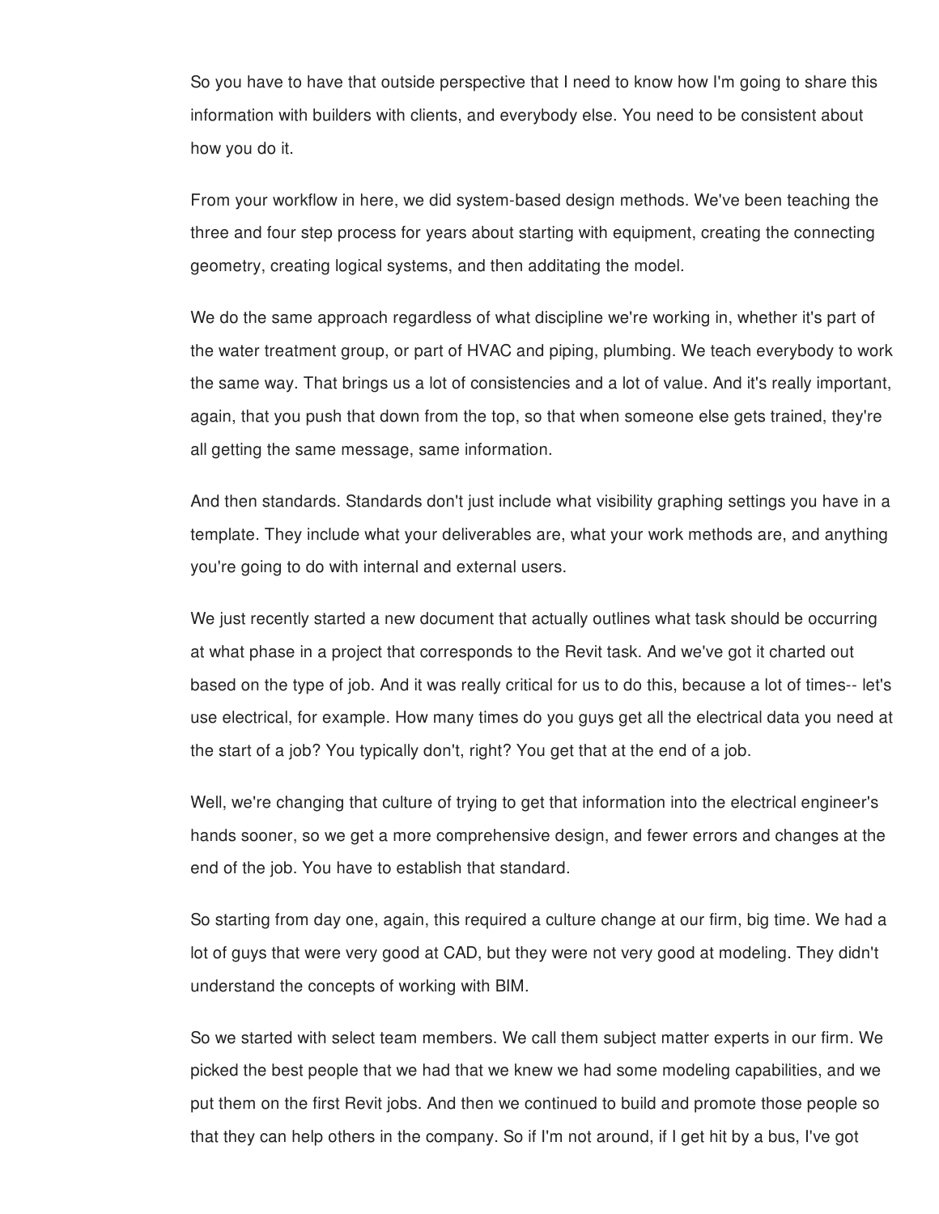So you have to have that outside perspective that I need to know how I'm going to share this information with builders with clients, and everybody else. You need to be consistent about how you do it.

From your workflow in here, we did system-based design methods. We've been teaching the three and four step process for years about starting with equipment, creating the connecting geometry, creating logical systems, and then additating the model.

We do the same approach regardless of what discipline we're working in, whether it's part of the water treatment group, or part of HVAC and piping, plumbing. We teach everybody to work the same way. That brings us a lot of consistencies and a lot of value. And it's really important, again, that you push that down from the top, so that when someone else gets trained, they're all getting the same message, same information.

And then standards. Standards don't just include what visibility graphing settings you have in a template. They include what your deliverables are, what your work methods are, and anything you're going to do with internal and external users.

We just recently started a new document that actually outlines what task should be occurring at what phase in a project that corresponds to the Revit task. And we've got it charted out based on the type of job. And it was really critical for us to do this, because a lot of times-- let's use electrical, for example. How many times do you guys get all the electrical data you need at the start of a job? You typically don't, right? You get that at the end of a job.

Well, we're changing that culture of trying to get that information into the electrical engineer's hands sooner, so we get a more comprehensive design, and fewer errors and changes at the end of the job. You have to establish that standard.

So starting from day one, again, this required a culture change at our firm, big time. We had a lot of guys that were very good at CAD, but they were not very good at modeling. They didn't understand the concepts of working with BIM.

So we started with select team members. We call them subject matter experts in our firm. We picked the best people that we had that we knew we had some modeling capabilities, and we put them on the first Revit jobs. And then we continued to build and promote those people so that they can help others in the company. So if I'm not around, if I get hit by a bus, I've got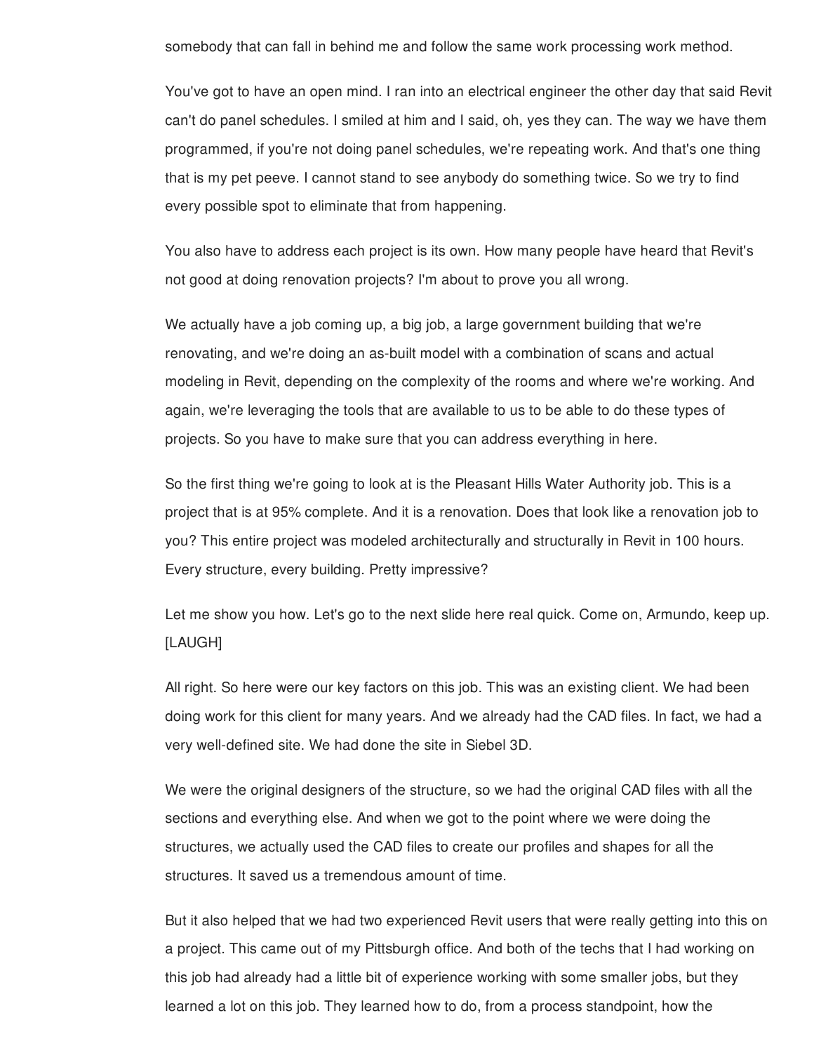somebody that can fall in behind me and follow the same work processing work method.

You've got to have an open mind. I ran into an electrical engineer the other day that said Revit can't do panel schedules. I smiled at him and I said, oh, yes they can. The way we have them programmed, if you're not doing panel schedules, we're repeating work. And that's one thing that is my pet peeve. I cannot stand to see anybody do something twice. So we try to find every possible spot to eliminate that from happening.

You also have to address each project is its own. How many people have heard that Revit's not good at doing renovation projects? I'm about to prove you all wrong.

We actually have a job coming up, a big job, a large government building that we're renovating, and we're doing an as-built model with a combination of scans and actual modeling in Revit, depending on the complexity of the rooms and where we're working. And again, we're leveraging the tools that are available to us to be able to do these types of projects. So you have to make sure that you can address everything in here.

So the first thing we're going to look at is the Pleasant Hills Water Authority job. This is a project that is at 95% complete. And it is a renovation. Does that look like a renovation job to you? This entire project was modeled architecturally and structurally in Revit in 100 hours. Every structure, every building. Pretty impressive?

Let me show you how. Let's go to the next slide here real quick. Come on, Armundo, keep up. [LAUGH]

All right. So here were our key factors on this job. This was an existing client. We had been doing work for this client for many years. And we already had the CAD files. In fact, we had a very well-defined site. We had done the site in Siebel 3D.

We were the original designers of the structure, so we had the original CAD files with all the sections and everything else. And when we got to the point where we were doing the structures, we actually used the CAD files to create our profiles and shapes for all the structures. It saved us a tremendous amount of time.

But it also helped that we had two experienced Revit users that were really getting into this on a project. This came out of my Pittsburgh office. And both of the techs that I had working on this job had already had a little bit of experience working with some smaller jobs, but they learned a lot on this job. They learned how to do, from a process standpoint, how the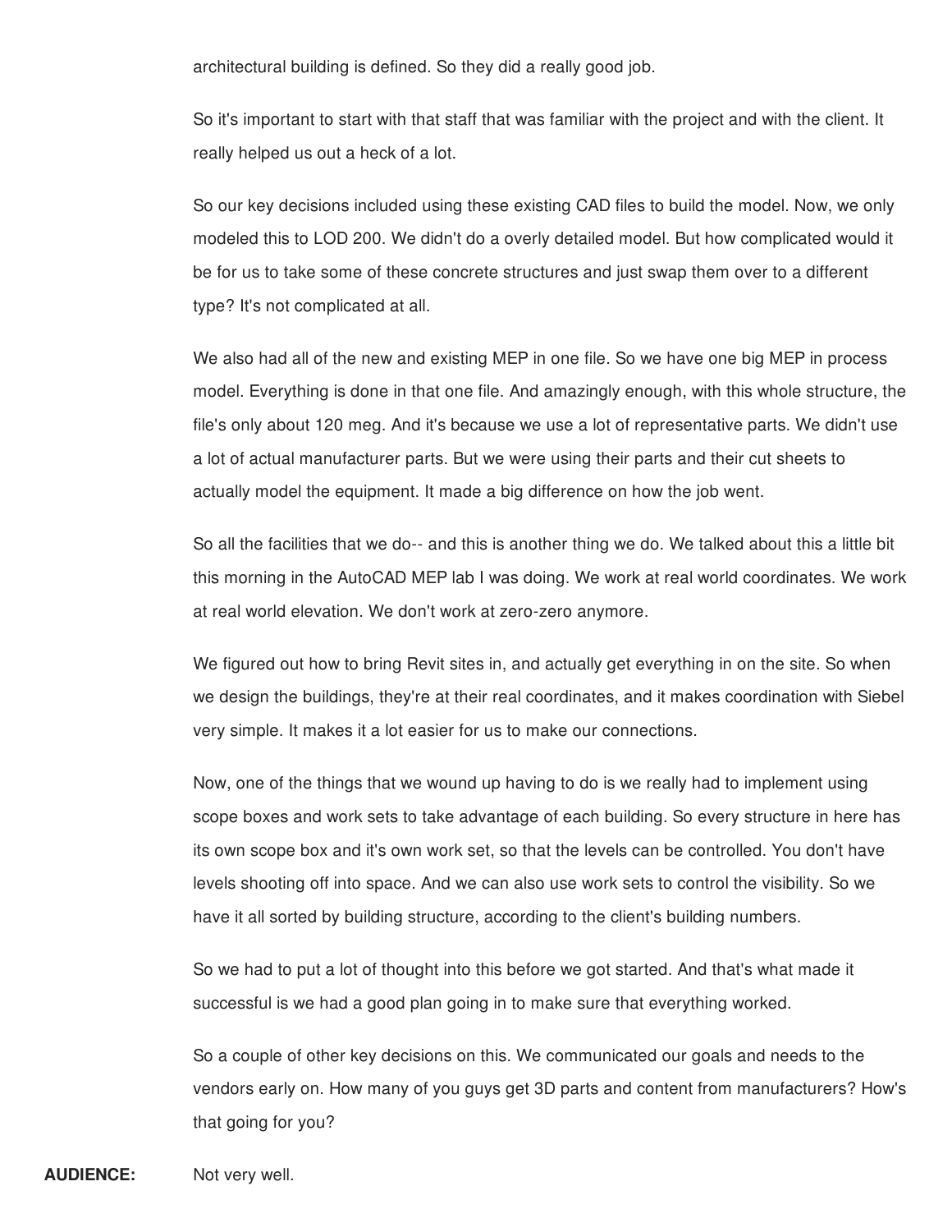architectural building is defined. So they did a really good job.

So it's important to start with that staff that was familiar with the project and with the client. It really helped us out a heck of a lot.

So our key decisions included using these existing CAD files to build the model. Now, we only modeled this to LOD 200. We didn't do a overly detailed model. But how complicated would it be for us to take some of these concrete structures and just swap them over to a different type? It's not complicated at all.

We also had all of the new and existing MEP in one file. So we have one big MEP in process model. Everything is done in that one file. And amazingly enough, with this whole structure, the file's only about 120 meg. And it's because we use a lot of representative parts. We didn't use a lot of actual manufacturer parts. But we were using their parts and their cut sheets to actually model the equipment. It made a big difference on how the job went.

So all the facilities that we do-- and this is another thing we do. We talked about this a little bit this morning in the AutoCAD MEP lab I was doing. We work at real world coordinates. We work at real world elevation. We don't work at zero-zero anymore.

We figured out how to bring Revit sites in, and actually get everything in on the site. So when we design the buildings, they're at their real coordinates, and it makes coordination with Siebel very simple. It makes it a lot easier for us to make our connections.

Now, one of the things that we wound up having to do is we really had to implement using scope boxes and work sets to take advantage of each building. So every structure in here has its own scope box and it's own work set, so that the levels can be controlled. You don't have levels shooting off into space. And we can also use work sets to control the visibility. So we have it all sorted by building structure, according to the client's building numbers.

So we had to put a lot of thought into this before we got started. And that's what made it successful is we had a good plan going in to make sure that everything worked.

So a couple of other key decisions on this. We communicated our goals and needs to the vendors early on. How many of you guys get 3D parts and content from manufacturers? How's that going for you?

**AUDIENCE:** Not very well.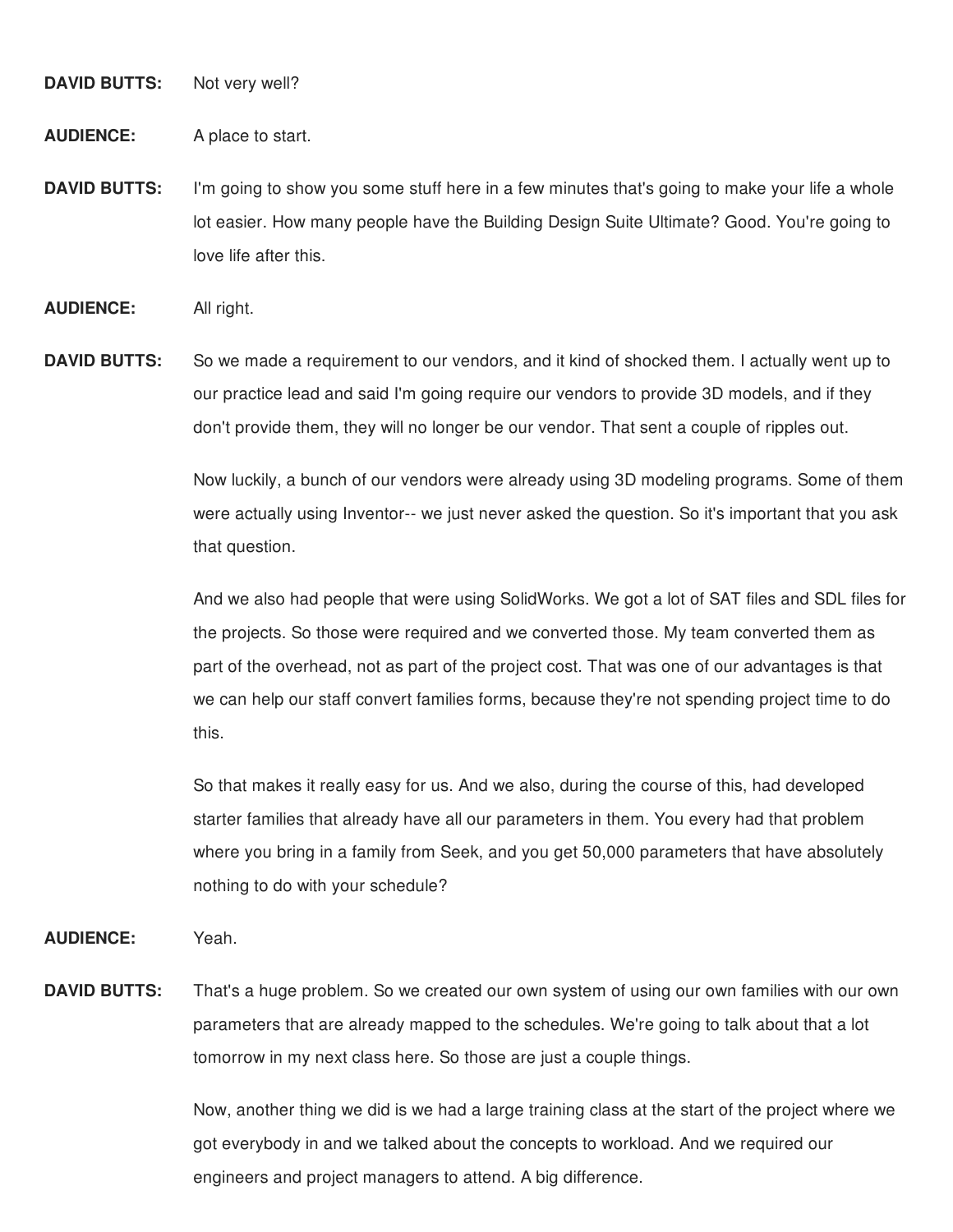**DAVID BUTTS:** Not very well?

**AUDIENCE:** A place to start.

**DAVID BUTTS:** I'm going to show you some stuff here in a few minutes that's going to make your life a whole lot easier. How many people have the Building Design Suite Ultimate? Good. You're going to love life after this.

**AUDIENCE:** All right.

**DAVID BUTTS:** So we made a requirement to our vendors, and it kind of shocked them. I actually went up to our practice lead and said I'm going require our vendors to provide 3D models, and if they don't provide them, they will no longer be our vendor. That sent a couple of ripples out.

Now luckily, a bunch of our vendors were already using 3D modeling programs. Some of them were actually using Inventor-- we just never asked the question. So it's important that you ask that question.

And we also had people that were using SolidWorks. We got a lot of SAT files and SDL files for the projects. So those were required and we converted those. My team converted them as part of the overhead, not as part of the project cost. That was one of our advantages is that we can help our staff convert families forms, because they're not spending project time to do this.

So that makes it really easy for us. And we also, during the course of this, had developed starter families that already have all our parameters in them. You every had that problem where you bring in a family from Seek, and you get 50,000 parameters that have absolutely nothing to do with your schedule?

**AUDIENCE:** Yeah.

**DAVID BUTTS:** That's a huge problem. So we created our own system of using our own families with our own parameters that are already mapped to the schedules. We're going to talk about that a lot tomorrow in my next class here. So those are just a couple things.

Now, another thing we did is we had a large training class at the start of the project where we got everybody in and we talked about the concepts to workload. And we required our engineers and project managers to attend. A big difference.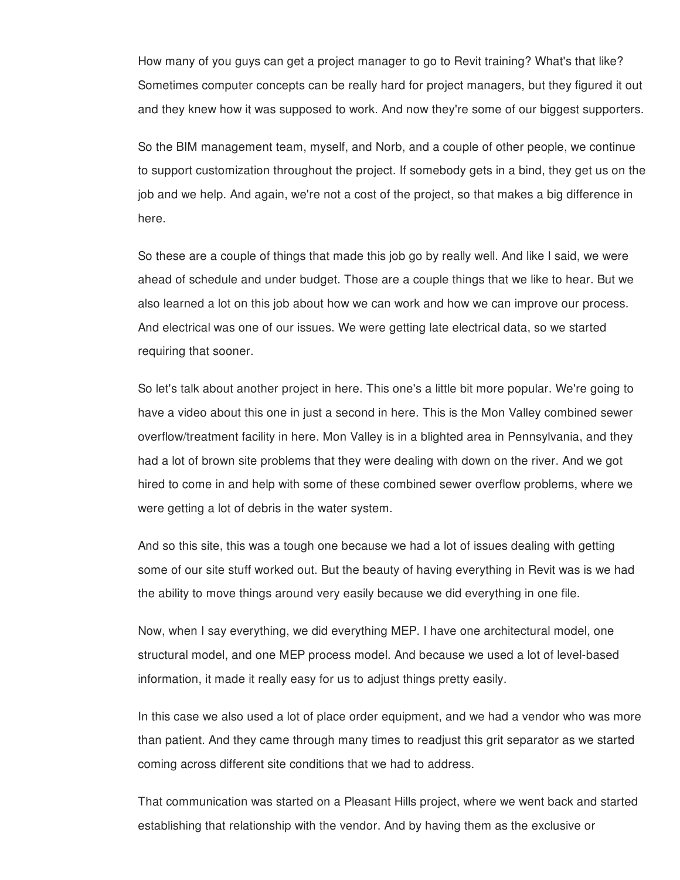How many of you guys can get a project manager to go to Revit training? What's that like? Sometimes computer concepts can be really hard for project managers, but they figured it out and they knew how it was supposed to work. And now they're some of our biggest supporters.

So the BIM management team, myself, and Norb, and a couple of other people, we continue to support customization throughout the project. If somebody gets in a bind, they get us on the job and we help. And again, we're not a cost of the project, so that makes a big difference in here.

So these are a couple of things that made this job go by really well. And like I said, we were ahead of schedule and under budget. Those are a couple things that we like to hear. But we also learned a lot on this job about how we can work and how we can improve our process. And electrical was one of our issues. We were getting late electrical data, so we started requiring that sooner.

So let's talk about another project in here. This one's a little bit more popular. We're going to have a video about this one in just a second in here. This is the Mon Valley combined sewer overflow/treatment facility in here. Mon Valley is in a blighted area in Pennsylvania, and they had a lot of brown site problems that they were dealing with down on the river. And we got hired to come in and help with some of these combined sewer overflow problems, where we were getting a lot of debris in the water system.

And so this site, this was a tough one because we had a lot of issues dealing with getting some of our site stuff worked out. But the beauty of having everything in Revit was is we had the ability to move things around very easily because we did everything in one file.

Now, when I say everything, we did everything MEP. I have one architectural model, one structural model, and one MEP process model. And because we used a lot of level-based information, it made it really easy for us to adjust things pretty easily.

In this case we also used a lot of place order equipment, and we had a vendor who was more than patient. And they came through many times to readjust this grit separator as we started coming across different site conditions that we had to address.

That communication was started on a Pleasant Hills project, where we went back and started establishing that relationship with the vendor. And by having them as the exclusive or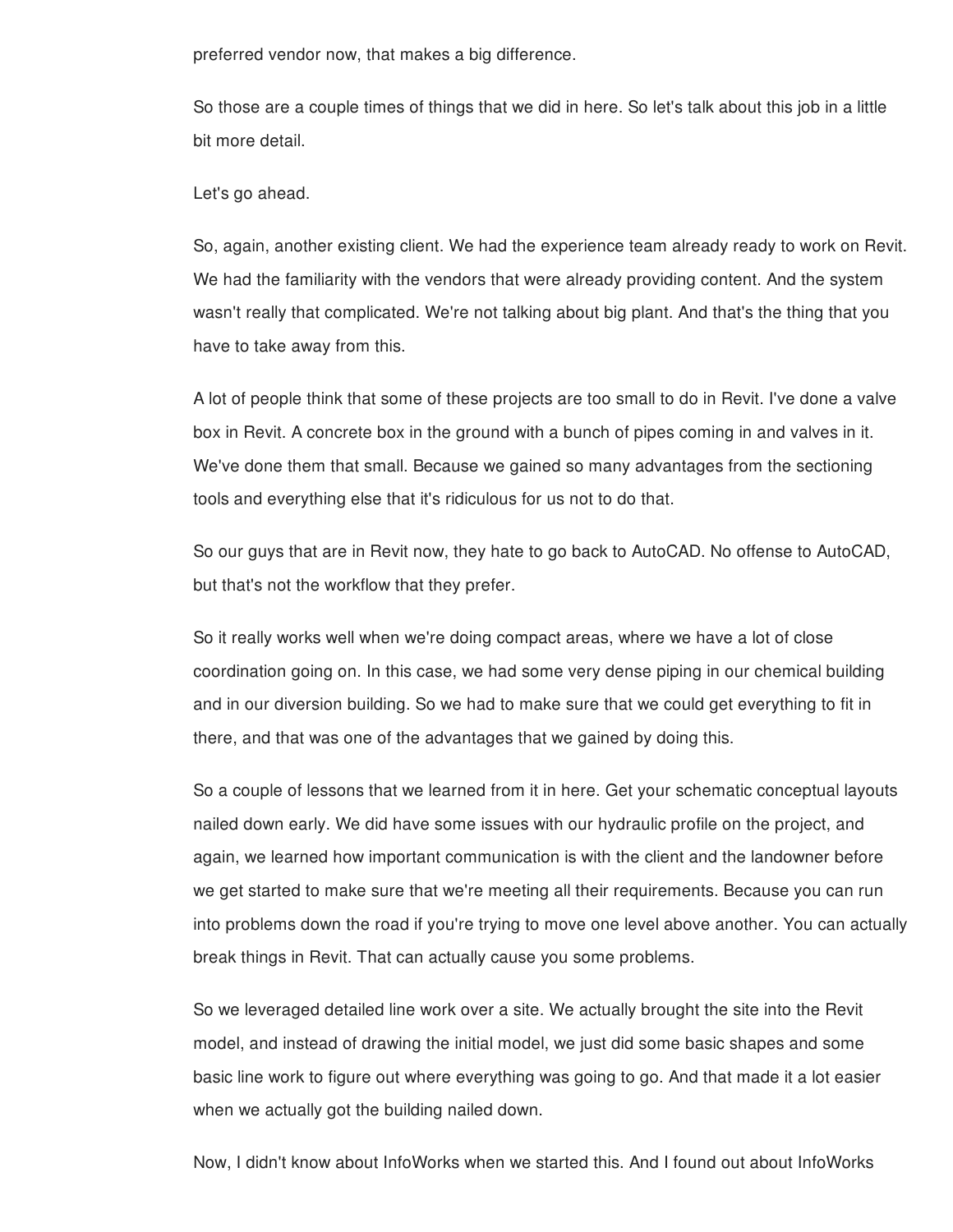preferred vendor now, that makes a big difference.

So those are a couple times of things that we did in here. So let's talk about this job in a little bit more detail.

Let's go ahead.

So, again, another existing client. We had the experience team already ready to work on Revit. We had the familiarity with the vendors that were already providing content. And the system wasn't really that complicated. We're not talking about big plant. And that's the thing that you have to take away from this.

A lot of people think that some of these projects are too small to do in Revit. I've done a valve box in Revit. A concrete box in the ground with a bunch of pipes coming in and valves in it. We've done them that small. Because we gained so many advantages from the sectioning tools and everything else that it's ridiculous for us not to do that.

So our guys that are in Revit now, they hate to go back to AutoCAD. No offense to AutoCAD, but that's not the workflow that they prefer.

So it really works well when we're doing compact areas, where we have a lot of close coordination going on. In this case, we had some very dense piping in our chemical building and in our diversion building. So we had to make sure that we could get everything to fit in there, and that was one of the advantages that we gained by doing this.

So a couple of lessons that we learned from it in here. Get your schematic conceptual layouts nailed down early. We did have some issues with our hydraulic profile on the project, and again, we learned how important communication is with the client and the landowner before we get started to make sure that we're meeting all their requirements. Because you can run into problems down the road if you're trying to move one level above another. You can actually break things in Revit. That can actually cause you some problems.

So we leveraged detailed line work over a site. We actually brought the site into the Revit model, and instead of drawing the initial model, we just did some basic shapes and some basic line work to figure out where everything was going to go. And that made it a lot easier when we actually got the building nailed down.

Now, I didn't know about InfoWorks when we started this. And I found out about InfoWorks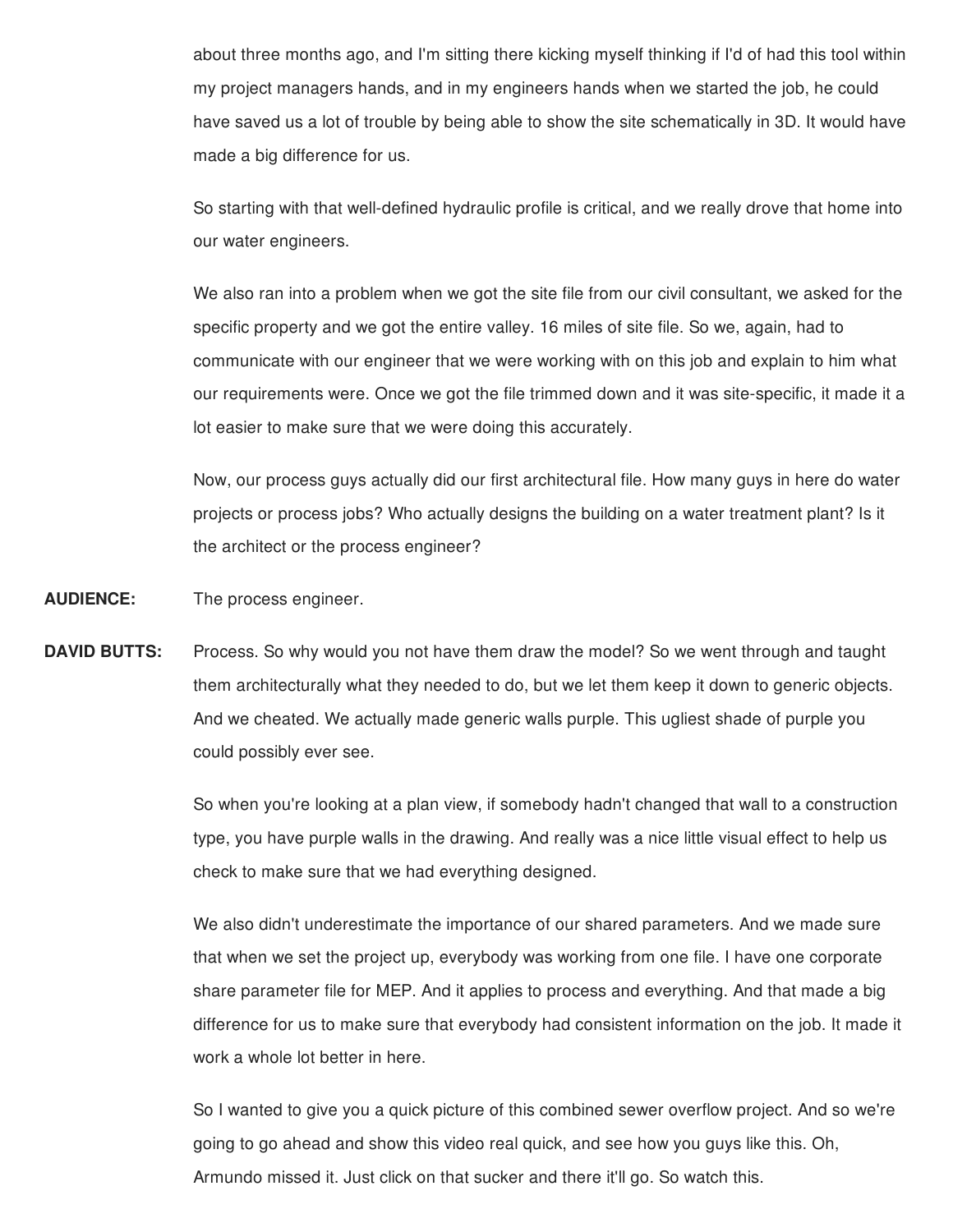about three months ago, and I'm sitting there kicking myself thinking if I'd of had this tool within my project managers hands, and in my engineers hands when we started the job, he could have saved us a lot of trouble by being able to show the site schematically in 3D. It would have made a big difference for us.

So starting with that well-defined hydraulic profile is critical, and we really drove that home into our water engineers.

We also ran into a problem when we got the site file from our civil consultant, we asked for the specific property and we got the entire valley. 16 miles of site file. So we, again, had to communicate with our engineer that we were working with on this job and explain to him what our requirements were. Once we got the file trimmed down and it was site-specific, it made it a lot easier to make sure that we were doing this accurately.

Now, our process guys actually did our first architectural file. How many guys in here do water projects or process jobs? Who actually designs the building on a water treatment plant? Is it the architect or the process engineer?

**AUDIENCE:** The process engineer.

**DAVID BUTTS:** Process. So why would you not have them draw the model? So we went through and taught them architecturally what they needed to do, but we let them keep it down to generic objects. And we cheated. We actually made generic walls purple. This ugliest shade of purple you could possibly ever see.

So when you're looking at a plan view, if somebody hadn't changed that wall to a construction type, you have purple walls in the drawing. And really was a nice little visual effect to help us check to make sure that we had everything designed.

We also didn't underestimate the importance of our shared parameters. And we made sure that when we set the project up, everybody was working from one file. I have one corporate share parameter file for MEP. And it applies to process and everything. And that made a big difference for us to make sure that everybody had consistent information on the job. It made it work a whole lot better in here.

So I wanted to give you a quick picture of this combined sewer overflow project. And so we're going to go ahead and show this video real quick, and see how you guys like this. Oh, Armundo missed it. Just click on that sucker and there it'll go. So watch this.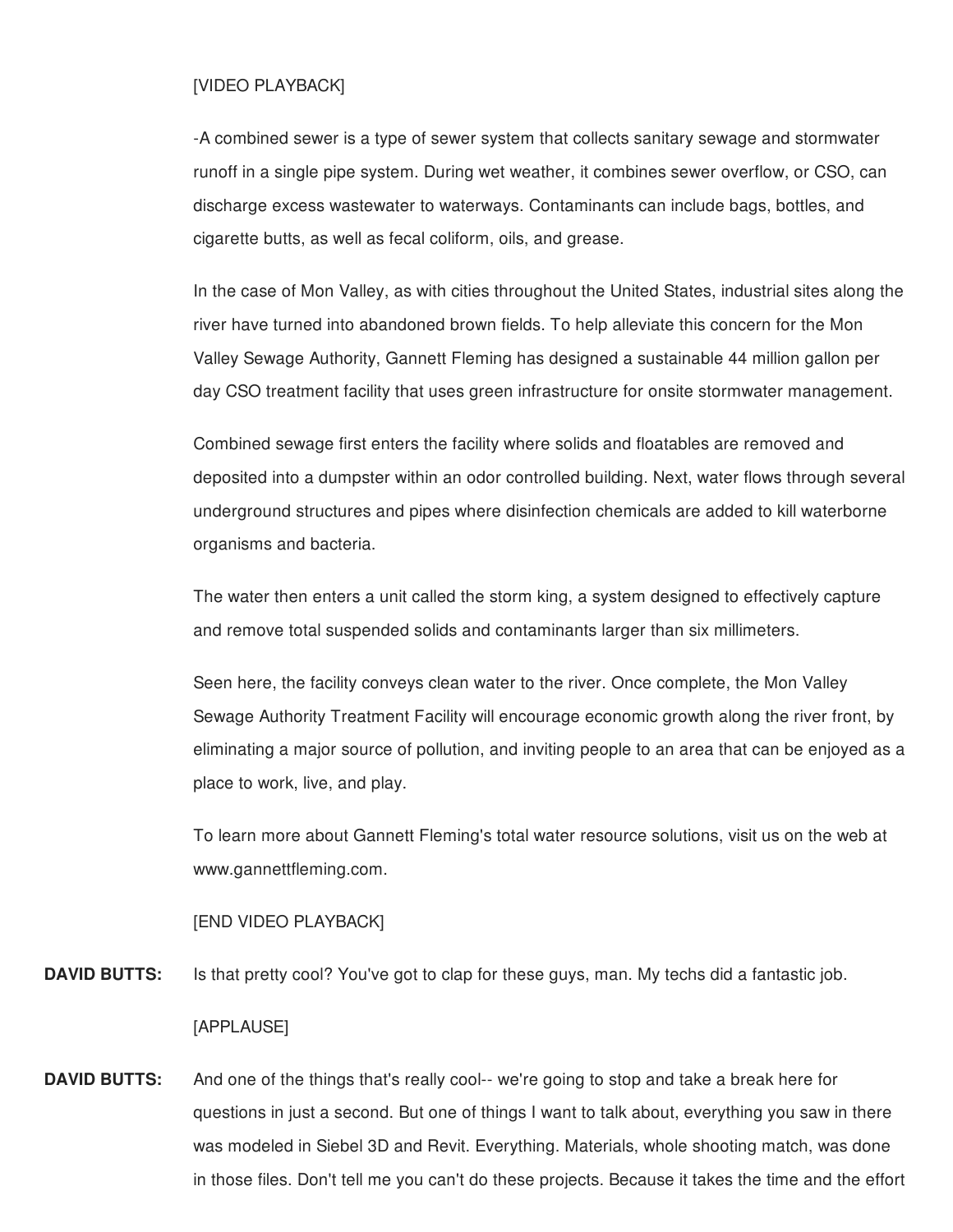[VIDEO PLAYBACK]

-A combined sewer is a type of sewer system that collects sanitary sewage and stormwater runoff in a single pipe system. During wet weather, it combines sewer overflow, or CSO, can discharge excess wastewater to waterways. Contaminants can include bags, bottles, and cigarette butts, as well as fecal coliform, oils, and grease.

In the case of Mon Valley, as with cities throughout the United States, industrial sites along the river have turned into abandoned brown fields. To help alleviate this concern for the Mon Valley Sewage Authority, Gannett Fleming has designed a sustainable 44 million gallon per day CSO treatment facility that uses green infrastructure for onsite stormwater management.

Combined sewage first enters the facility where solids and floatables are removed and deposited into a dumpster within an odor controlled building. Next, water flows through several underground structures and pipes where disinfection chemicals are added to kill waterborne organisms and bacteria.

The water then enters a unit called the storm king, a system designed to effectively capture and remove total suspended solids and contaminants larger than six millimeters.

Seen here, the facility conveys clean water to the river. Once complete, the Mon Valley Sewage Authority Treatment Facility will encourage economic growth along the river front, by eliminating a major source of pollution, and inviting people to an area that can be enjoyed as a place to work, live, and play.

To learn more about Gannett Fleming's total water resource solutions, visit us on the web at www.gannettfleming.com.

[END VIDEO PLAYBACK]

**DAVID BUTTS:** Is that pretty cool? You've got to clap for these guys, man. My techs did a fantastic job.

[APPLAUSE]

**DAVID BUTTS:** And one of the things that's really cool-- we're going to stop and take a break here for questions in just a second. But one of things I want to talk about, everything you saw in there was modeled in Siebel 3D and Revit. Everything. Materials, whole shooting match, was done in those files. Don't tell me you can't do these projects. Because it takes the time and the effort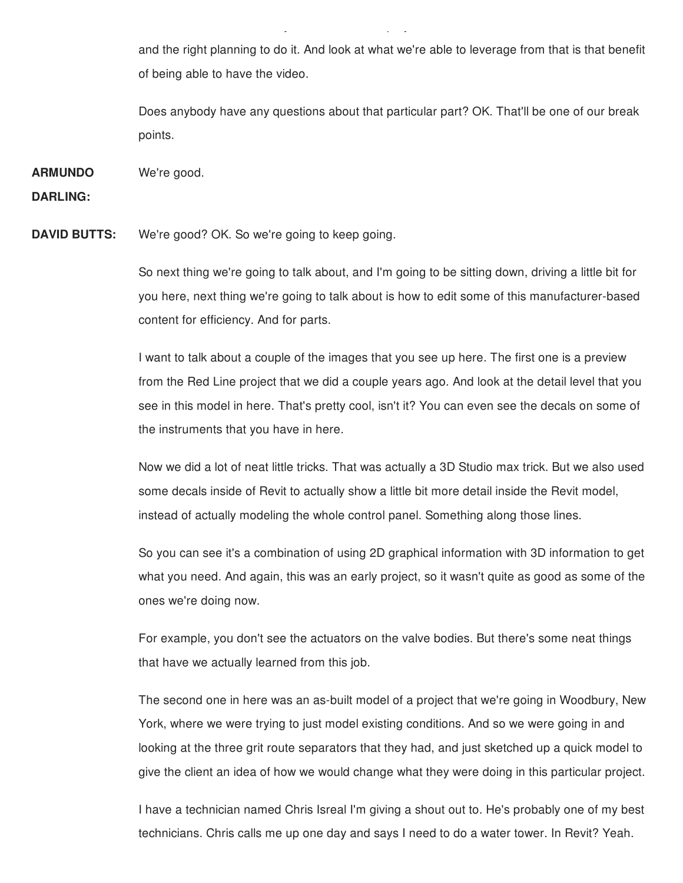and the right planning to do it. And look at what we're able to leverage from that is that benefit of being able to have the video.

Does anybody have any questions about that particular part? OK. That'll be one of our break points.

**ARMUNDO DARLING:** We're good.

**DAVID BUTTS:** We're good? OK. So we're going to keep going.

So next thing we're going to talk about, and I'm going to be sitting down, driving a little bit for you here, next thing we're going to talk about is how to edit some of this manufacturer-based content for efficiency. And for parts.

I want to talk about a couple of the images that you see up here. The first one is a preview from the Red Line project that we did a couple years ago. And look at the detail level that you see in this model in here. That's pretty cool, isn't it? You can even see the decals on some of the instruments that you have in here.

Now we did a lot of neat little tricks. That was actually a 3D Studio max trick. But we also used some decals inside of Revit to actually show a little bit more detail inside the Revit model, instead of actually modeling the whole control panel. Something along those lines.

So you can see it's a combination of using 2D graphical information with 3D information to get what you need. And again, this was an early project, so it wasn't quite as good as some of the ones we're doing now.

For example, you don't see the actuators on the valve bodies. But there's some neat things that have we actually learned from this job.

The second one in here was an as-built model of a project that we're going in Woodbury, New York, where we were trying to just model existing conditions. And so we were going in and looking at the three grit route separators that they had, and just sketched up a quick model to give the client an idea of how we would change what they were doing in this particular project.

I have a technician named Chris Isreal I'm giving a shout out to. He's probably one of my best technicians. Chris calls me up one day and says I need to do a water tower. In Revit? Yeah.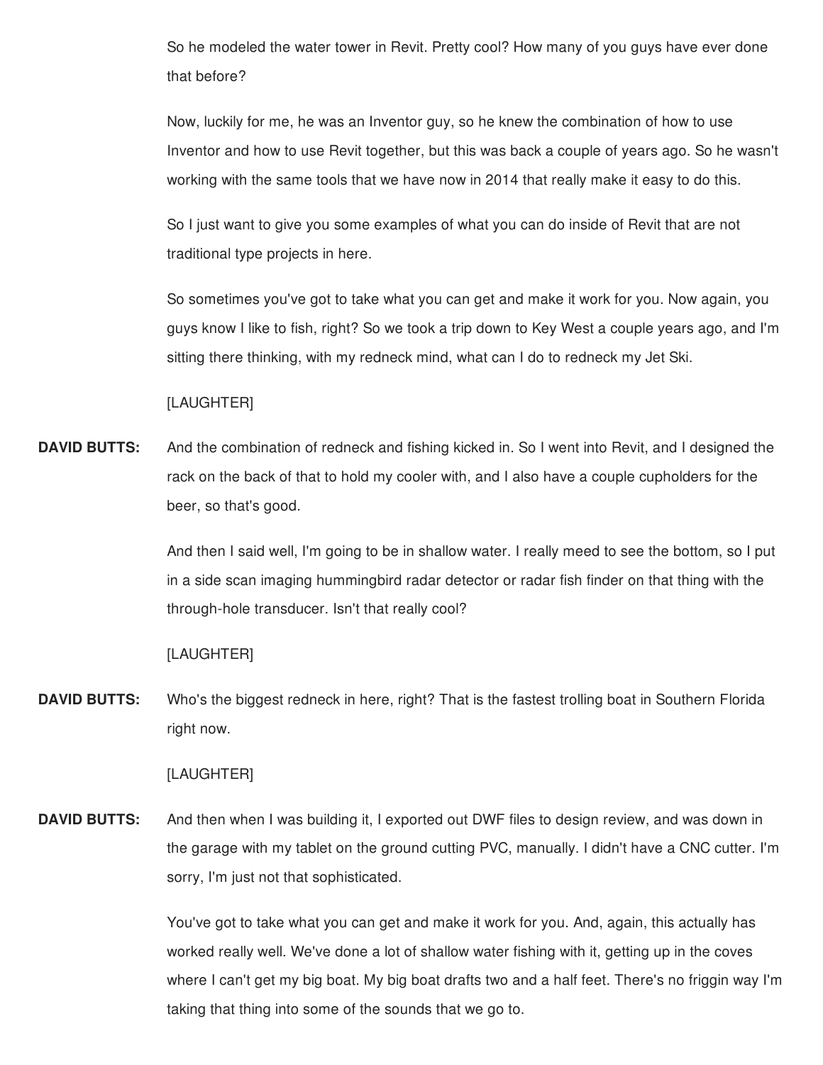So he modeled the water tower in Revit. Pretty cool? How many of you guys have ever done that before?

Now, luckily for me, he was an Inventor guy, so he knew the combination of how to use Inventor and how to use Revit together, but this was back a couple of years ago. So he wasn't working with the same tools that we have now in 2014 that really make it easy to do this.

So I just want to give you some examples of what you can do inside of Revit that are not traditional type projects in here.

So sometimes you've got to take what you can get and make it work for you. Now again, you guys know I like to fish, right? So we took a trip down to Key West a couple years ago, and I'm sitting there thinking, with my redneck mind, what can I do to redneck my Jet Ski.

[LAUGHTER]

**DAVID BUTTS:** And the combination of redneck and fishing kicked in. So I went into Revit, and I designed the rack on the back of that to hold my cooler with, and I also have a couple cupholders for the beer, so that's good.

And then I said well, I'm going to be in shallow water. I really meed to see the bottom, so I put in a side scan imaging hummingbird radar detector or radar fish finder on that thing with the through-hole transducer. Isn't that really cool?

[LAUGHTER]

**DAVID BUTTS:** Who's the biggest redneck in here, right? That is the fastest trolling boat in Southern Florida right now.

[LAUGHTER]

**DAVID BUTTS:** And then when I was building it, I exported out DWF files to design review, and was down in the garage with my tablet on the ground cutting PVC, manually. I didn't have a CNC cutter. I'm sorry, I'm just not that sophisticated.

You've got to take what you can get and make it work for you. And, again, this actually has worked really well. We've done a lot of shallow water fishing with it, getting up in the coves where I can't get my big boat. My big boat drafts two and a half feet. There's no friggin way I'm taking that thing into some of the sounds that we go to.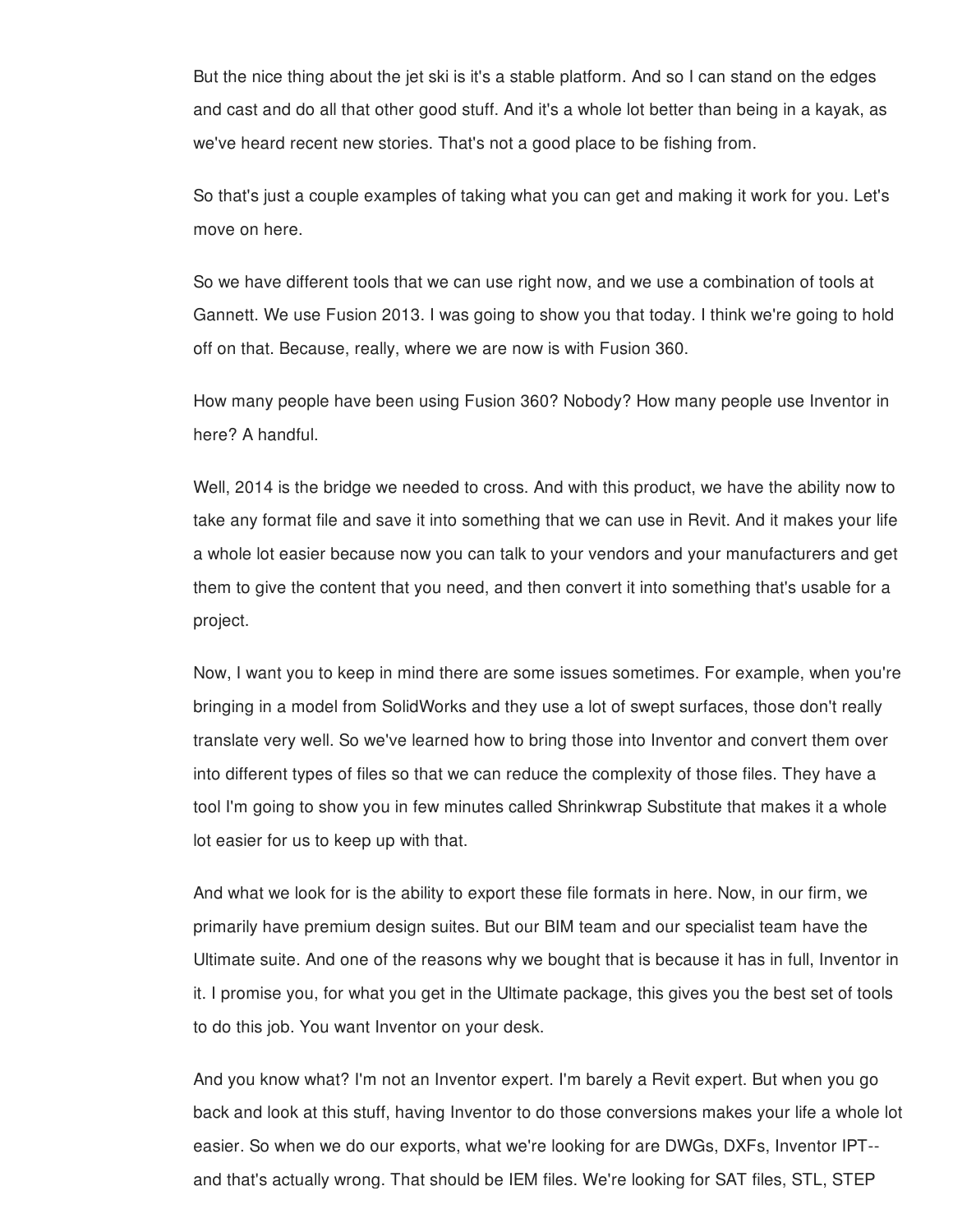But the nice thing about the jet ski is it's a stable platform. And so I can stand on the edges and cast and do all that other good stuff. And it's a whole lot better than being in a kayak, as we've heard recent new stories. That's not a good place to be fishing from.

So that's just a couple examples of taking what you can get and making it work for you. Let's move on here.

So we have different tools that we can use right now, and we use a combination of tools at Gannett. We use Fusion 2013. I was going to show you that today. I think we're going to hold off on that. Because, really, where we are now is with Fusion 360.

How many people have been using Fusion 360? Nobody? How many people use Inventor in here? A handful.

Well, 2014 is the bridge we needed to cross. And with this product, we have the ability now to take any format file and save it into something that we can use in Revit. And it makes your life a whole lot easier because now you can talk to your vendors and your manufacturers and get them to give the content that you need, and then convert it into something that's usable for a project.

Now, I want you to keep in mind there are some issues sometimes. For example, when you're bringing in a model from SolidWorks and they use a lot of swept surfaces, those don't really translate very well. So we've learned how to bring those into Inventor and convert them over into different types of files so that we can reduce the complexity of those files. They have a tool I'm going to show you in few minutes called Shrinkwrap Substitute that makes it a whole lot easier for us to keep up with that.

And what we look for is the ability to export these file formats in here. Now, in our firm, we primarily have premium design suites. But our BIM team and our specialist team have the Ultimate suite. And one of the reasons why we bought that is because it has in full, Inventor in it. I promise you, for what you get in the Ultimate package, this gives you the best set of tools to do this job. You want Inventor on your desk.

And you know what? I'm not an Inventor expert. I'm barely a Revit expert. But when you go back and look at this stuff, having Inventor to do those conversions makes your life a whole lot easier. So when we do our exports, what we're looking for are DWGs, DXFs, Inventor IPT-- and that's actually wrong. That should be IEM files. We're looking for SAT files, STL, STEP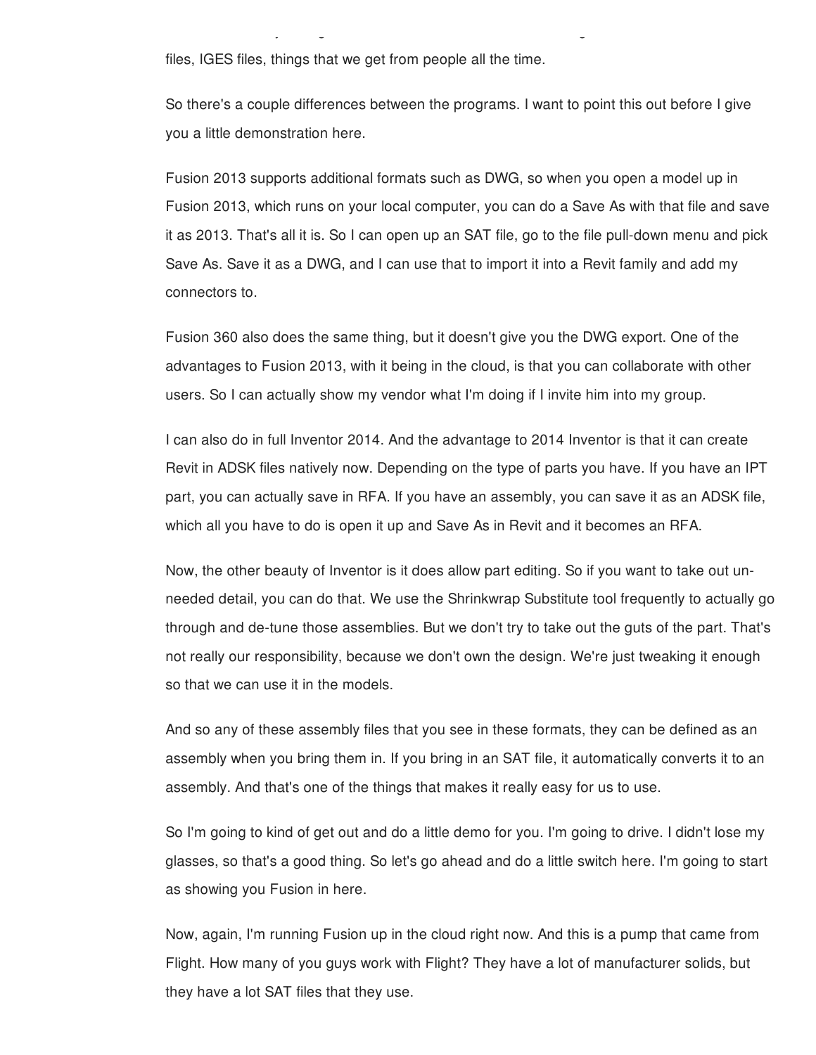files, IGES files, things that we get from people all the time.

So there's a couple differences between the programs. I want to point this out before I give you a little demonstration here.

Fusion 2013 supports additional formats such as DWG, so when you open a model up in Fusion 2013, which runs on your local computer, you can do a Save As with that file and save it as 2013. That's all it is. So I can open up an SAT file, go to the file pull-down menu and pick Save As. Save it as a DWG, and I can use that to import it into a Revit family and add my connectors to.

Fusion 360 also does the same thing, but it doesn't give you the DWG export. One of the advantages to Fusion 2013, with it being in the cloud, is that you can collaborate with other users. So I can actually show my vendor what I'm doing if I invite him into my group.

I can also do in full Inventor 2014. And the advantage to 2014 Inventor is that it can create Revit in ADSK files natively now. Depending on the type of parts you have. If you have an IPT part, you can actually save in RFA. If you have an assembly, you can save it as an ADSK file, which all you have to do is open it up and Save As in Revit and it becomes an RFA.

Now, the other beauty of Inventor is it does allow part editing. So if you want to take out un-needed detail, you can do that. We use the Shrinkwrap Substitute tool frequently to actually go through and de-tune those assemblies. But we don't try to take out the guts of the part. That's not really our responsibility, because we don't own the design. We're just tweaking it enough so that we can use it in the models.

And so any of these assembly files that you see in these formats, they can be defined as an assembly when you bring them in. If you bring in an SAT file, it automatically converts it to an assembly. And that's one of the things that makes it really easy for us to use.

So I'm going to kind of get out and do a little demo for you. I'm going to drive. I didn't lose my glasses, so that's a good thing. So let's go ahead and do a little switch here. I'm going to start as showing you Fusion in here.

Now, again, I'm running Fusion up in the cloud right now. And this is a pump that came from Flight. How many of you guys work with Flight? They have a lot of manufacturer solids, but they have a lot SAT files that they use.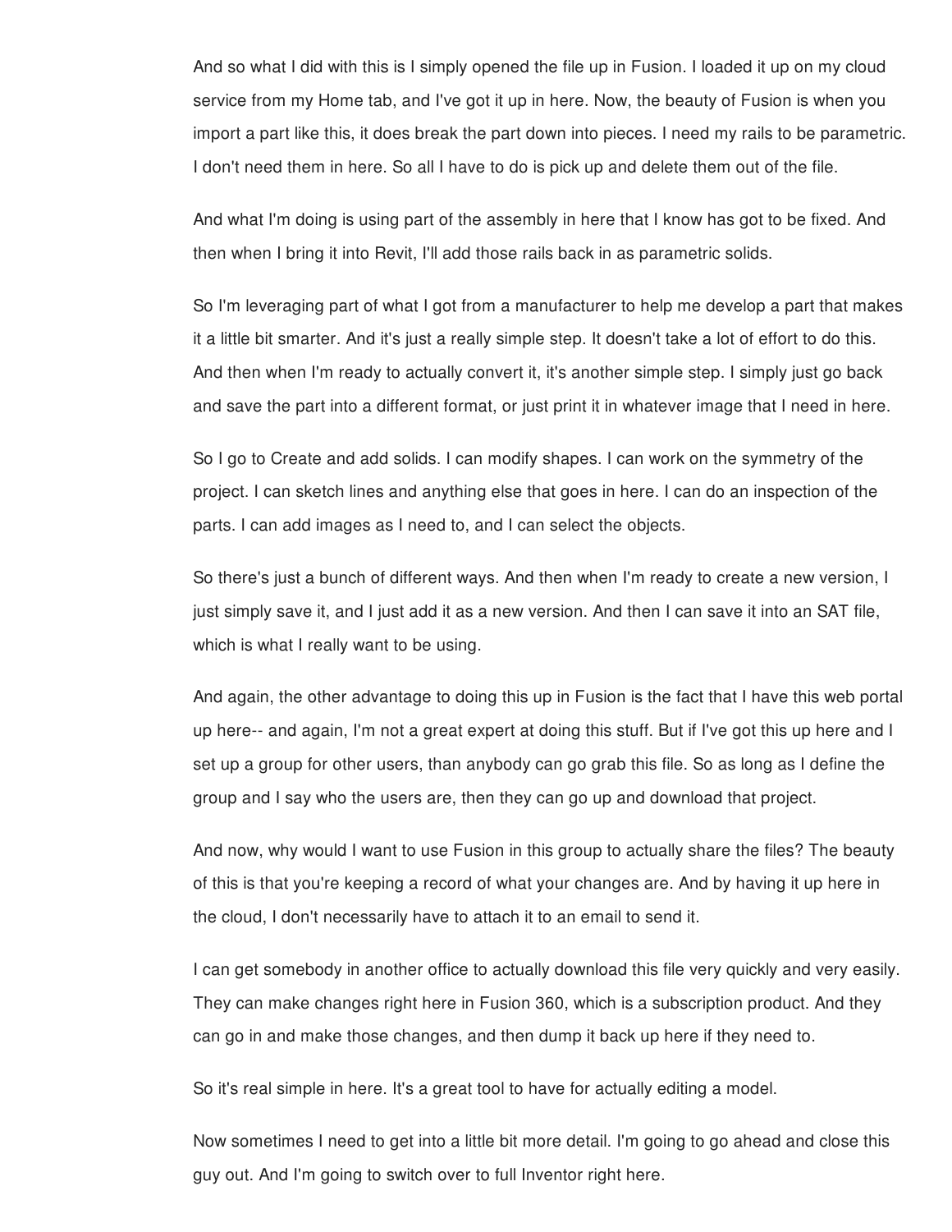And so what I did with this is I simply opened the file up in Fusion. I loaded it up on my cloud service from my Home tab, and I've got it up in here. Now, the beauty of Fusion is when you import a part like this, it does break the part down into pieces. I need my rails to be parametric. I don't need them in here. So all I have to do is pick up and delete them out of the file.

And what I'm doing is using part of the assembly in here that I know has got to be fixed. And then when I bring it into Revit, I'll add those rails back in as parametric solids.

So I'm leveraging part of what I got from a manufacturer to help me develop a part that makes it a little bit smarter. And it's just a really simple step. It doesn't take a lot of effort to do this. And then when I'm ready to actually convert it, it's another simple step. I simply just go back and save the part into a different format, or just print it in whatever image that I need in here.

So I go to Create and add solids. I can modify shapes. I can work on the symmetry of the project. I can sketch lines and anything else that goes in here. I can do an inspection of the parts. I can add images as I need to, and I can select the objects.

So there's just a bunch of different ways. And then when I'm ready to create a new version, I just simply save it, and I just add it as a new version. And then I can save it into an SAT file, which is what I really want to be using.

And again, the other advantage to doing this up in Fusion is the fact that I have this web portal up here-- and again, I'm not a great expert at doing this stuff. But if I've got this up here and I set up a group for other users, than anybody can go grab this file. So as long as I define the group and I say who the users are, then they can go up and download that project.

And now, why would I want to use Fusion in this group to actually share the files? The beauty of this is that you're keeping a record of what your changes are. And by having it up here in the cloud, I don't necessarily have to attach it to an email to send it.

I can get somebody in another office to actually download this file very quickly and very easily. They can make changes right here in Fusion 360, which is a subscription product. And they can go in and make those changes, and then dump it back up here if they need to.

So it's real simple in here. It's a great tool to have for actually editing a model.

Now sometimes I need to get into a little bit more detail. I'm going to go ahead and close this guy out. And I'm going to switch over to full Inventor right here.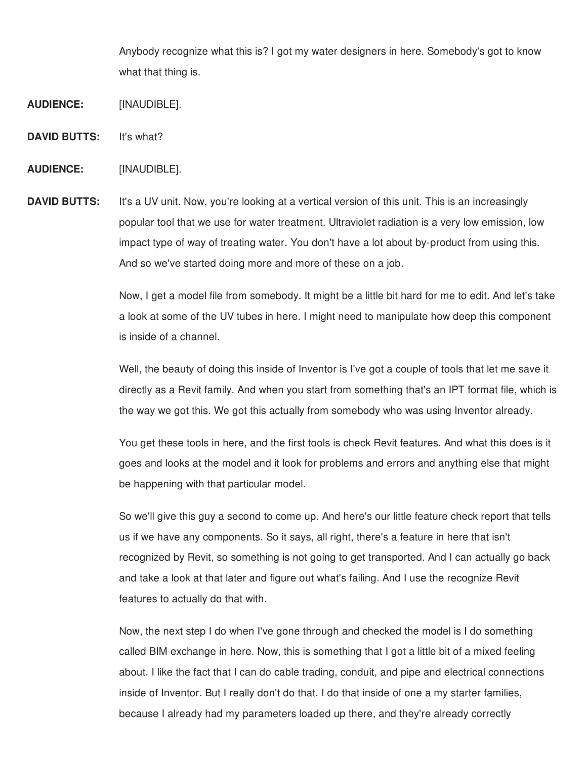Anybody recognize what this is? I got my water designers in here. Somebody's got to know what that thing is.

**AUDIENCE:** [INAUDIBLE].

**DAVID BUTTS:** It's what?

**AUDIENCE:** [INAUDIBLE].

**DAVID BUTTS:** It's a UV unit. Now, you're looking at a vertical version of this unit. This is an increasingly popular tool that we use for water treatment. Ultraviolet radiation is a very low emission, low impact type of way of treating water. You don't have a lot about by-product from using this. And so we've started doing more and more of these on a job.

Now, I get a model file from somebody. It might be a little bit hard for me to edit. And let's take a look at some of the UV tubes in here. I might need to manipulate how deep this component is inside of a channel.

Well, the beauty of doing this inside of Inventor is I've got a couple of tools that let me save it directly as a Revit family. And when you start from something that's an IPT format file, which is the way we got this. We got this actually from somebody who was using Inventor already.

You get these tools in here, and the first tools is check Revit features. And what this does is it goes and looks at the model and it look for problems and errors and anything else that might be happening with that particular model.

So we'll give this guy a second to come up. And here's our little feature check report that tells us if we have any components. So it says, all right, there's a feature in here that isn't recognized by Revit, so something is not going to get transported. And I can actually go back and take a look at that later and figure out what's failing. And I use the recognize Revit features to actually do that with.

Now, the next step I do when I've gone through and checked the model is I do something called BIM exchange in here. Now, this is something that I got a little bit of a mixed feeling about. I like the fact that I can do cable trading, conduit, and pipe and electrical connections inside of Inventor. But I really don't do that. I do that inside of one a my starter families, because I already had my parameters loaded up there, and they're already correctly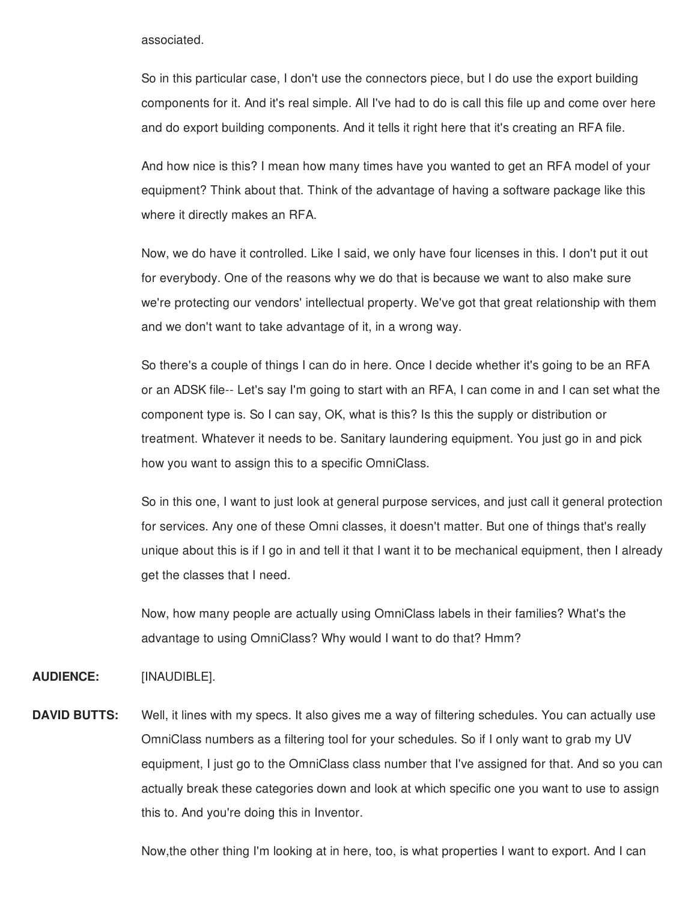associated.

So in this particular case, I don't use the connectors piece, but I do use the export building components for it. And it's real simple. All I've had to do is call this file up and come over here and do export building components. And it tells it right here that it's creating an RFA file.

And how nice is this? I mean how many times have you wanted to get an RFA model of your equipment? Think about that. Think of the advantage of having a software package like this where it directly makes an RFA.

Now, we do have it controlled. Like I said, we only have four licenses in this. I don't put it out for everybody. One of the reasons why we do that is because we want to also make sure we're protecting our vendors' intellectual property. We've got that great relationship with them and we don't want to take advantage of it, in a wrong way.

So there's a couple of things I can do in here. Once I decide whether it's going to be an RFA or an ADSK file-- Let's say I'm going to start with an RFA, I can come in and I can set what the component type is. So I can say, OK, what is this? Is this the supply or distribution or treatment. Whatever it needs to be. Sanitary laundering equipment. You just go in and pick how you want to assign this to a specific OmniClass.

So in this one, I want to just look at general purpose services, and just call it general protection for services. Any one of these Omni classes, it doesn't matter. But one of things that's really unique about this is if I go in and tell it that I want it to be mechanical equipment, then I already get the classes that I need.

Now, how many people are actually using OmniClass labels in their families? What's the advantage to using OmniClass? Why would I want to do that? Hmm?

**AUDIENCE:** [INAUDIBLE].

**DAVID BUTTS:** Well, it lines with my specs. It also gives me a way of filtering schedules. You can actually use OmniClass numbers as a filtering tool for your schedules. So if I only want to grab my UV equipment, I just go to the OmniClass class number that I've assigned for that. And so you can actually break these categories down and look at which specific one you want to use to assign this to. And you're doing this in Inventor.

Now,the other thing I'm looking at in here, too, is what properties I want to export. And I can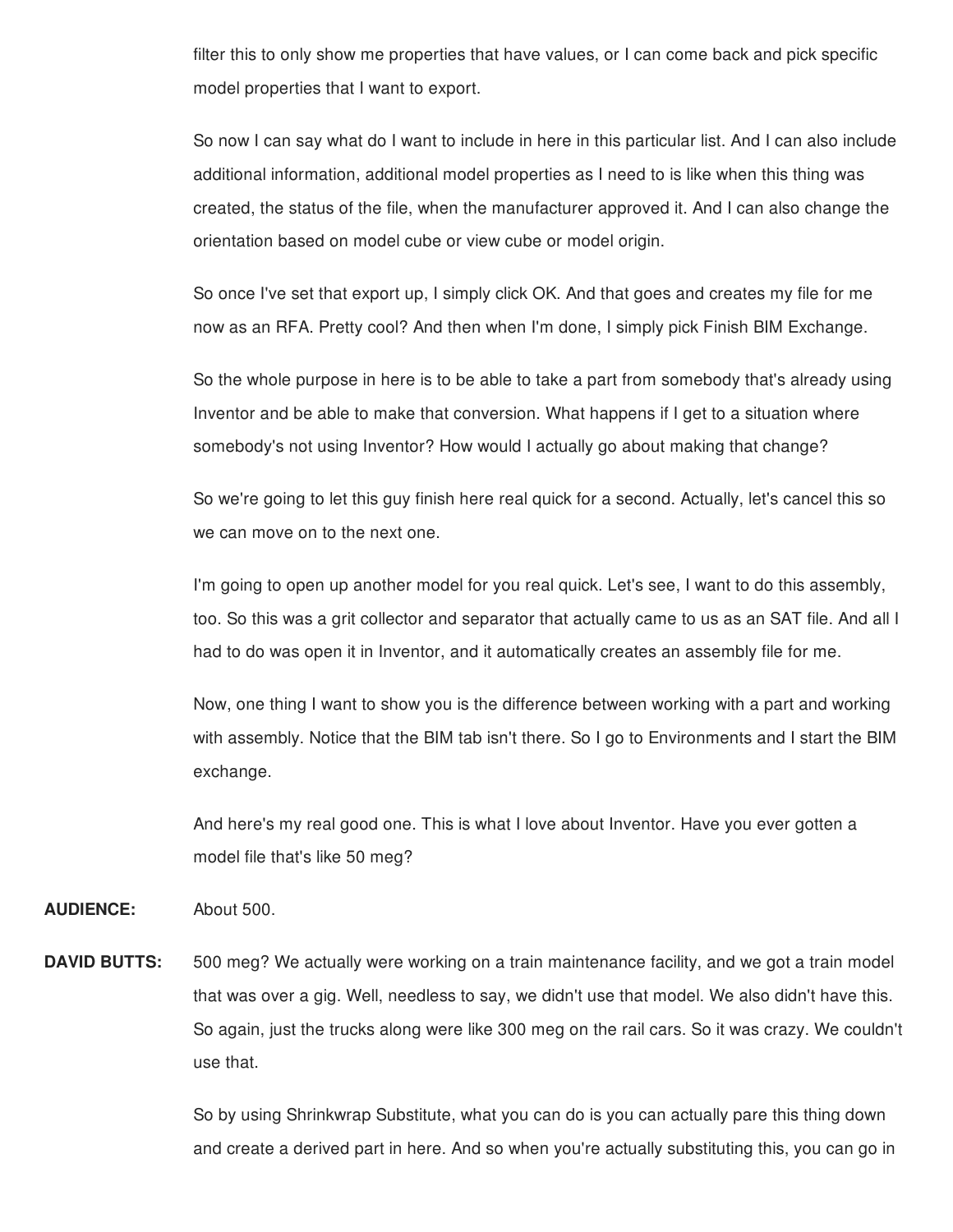filter this to only show me properties that have values, or I can come back and pick specific model properties that I want to export.

So now I can say what do I want to include in here in this particular list. And I can also include additional information, additional model properties as I need to is like when this thing was created, the status of the file, when the manufacturer approved it. And I can also change the orientation based on model cube or view cube or model origin.

So once I've set that export up, I simply click OK. And that goes and creates my file for me now as an RFA. Pretty cool? And then when I'm done, I simply pick Finish BIM Exchange.

So the whole purpose in here is to be able to take a part from somebody that's already using Inventor and be able to make that conversion. What happens if I get to a situation where somebody's not using Inventor? How would I actually go about making that change?

So we're going to let this guy finish here real quick for a second. Actually, let's cancel this so we can move on to the next one.

I'm going to open up another model for you real quick. Let's see, I want to do this assembly, too. So this was a grit collector and separator that actually came to us as an SAT file. And all I had to do was open it in Inventor, and it automatically creates an assembly file for me.

Now, one thing I want to show you is the difference between working with a part and working with assembly. Notice that the BIM tab isn't there. So I go to Environments and I start the BIM exchange.

And here's my real good one. This is what I love about Inventor. Have you ever gotten a model file that's like 50 meg?

**AUDIENCE:** About 500.

**DAVID BUTTS:** 500 meg? We actually were working on a train maintenance facility, and we got a train model that was over a gig. Well, needless to say, we didn't use that model. We also didn't have this. So again, just the trucks along were like 300 meg on the rail cars. So it was crazy. We couldn't use that.

So by using Shrinkwrap Substitute, what you can do is you can actually pare this thing down and create a derived part in here. And so when you're actually substituting this, you can go in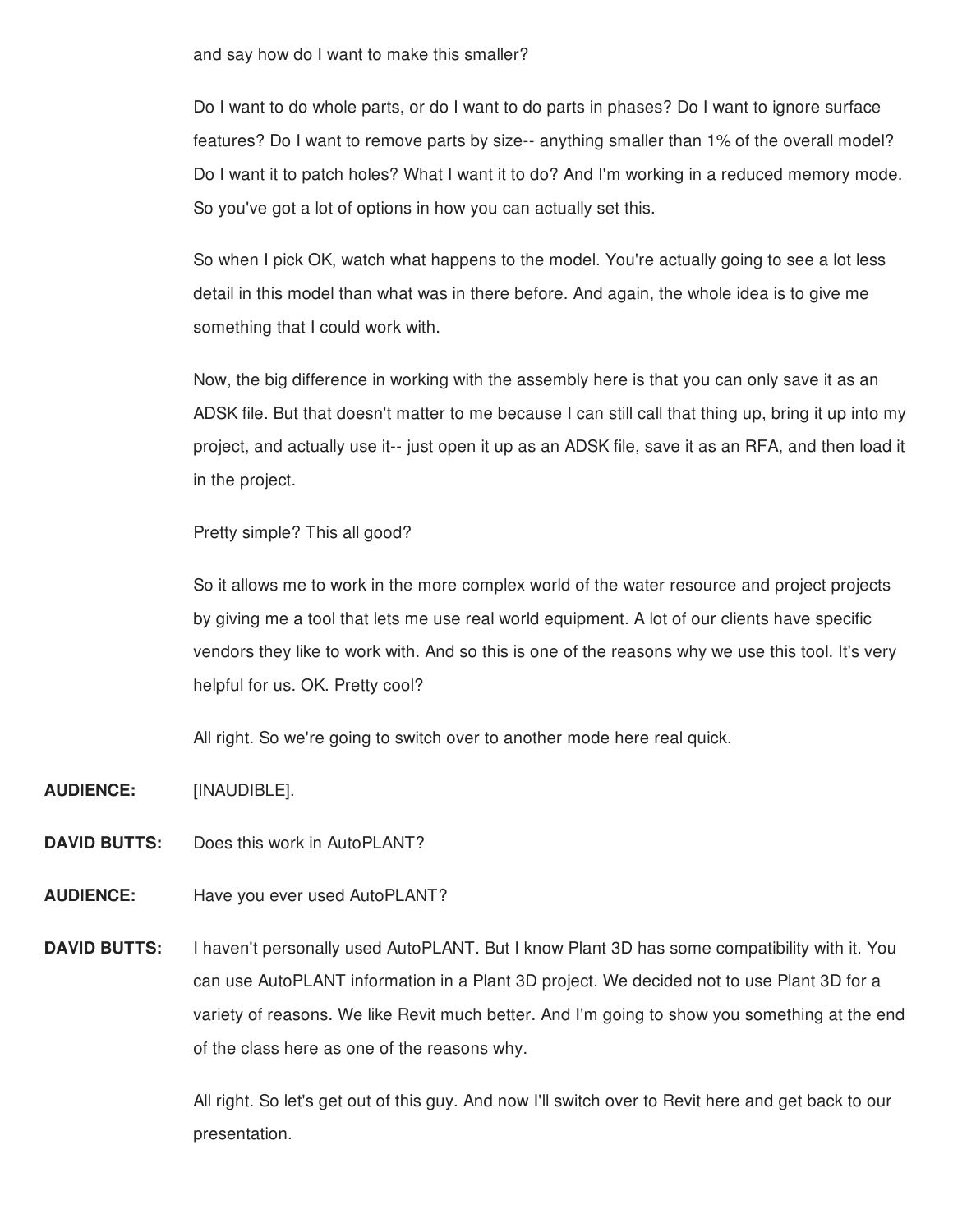and say how do I want to make this smaller?

Do I want to do whole parts, or do I want to do parts in phases? Do I want to ignore surface features? Do I want to remove parts by size-- anything smaller than 1% of the overall model? Do I want it to patch holes? What I want it to do? And I'm working in a reduced memory mode. So you've got a lot of options in how you can actually set this.

So when I pick OK, watch what happens to the model. You're actually going to see a lot less detail in this model than what was in there before. And again, the whole idea is to give me something that I could work with.

Now, the big difference in working with the assembly here is that you can only save it as an ADSK file. But that doesn't matter to me because I can still call that thing up, bring it up into my project, and actually use it-- just open it up as an ADSK file, save it as an RFA, and then load it in the project.

Pretty simple? This all good?

So it allows me to work in the more complex world of the water resource and project projects by giving me a tool that lets me use real world equipment. A lot of our clients have specific vendors they like to work with. And so this is one of the reasons why we use this tool. It's very helpful for us. OK. Pretty cool?

All right. So we're going to switch over to another mode here real quick.

**AUDIENCE:** [INAUDIBLE].

**DAVID BUTTS:** Does this work in AutoPLANT?

**AUDIENCE:** Have you ever used AutoPLANT?

**DAVID BUTTS:** I haven't personally used AutoPLANT. But I know Plant 3D has some compatibility with it. You can use AutoPLANT information in a Plant 3D project. We decided not to use Plant 3D for a variety of reasons. We like Revit much better. And I'm going to show you something at the end of the class here as one of the reasons why.

All right. So let's get out of this guy. And now I'll switch over to Revit here and get back to our presentation.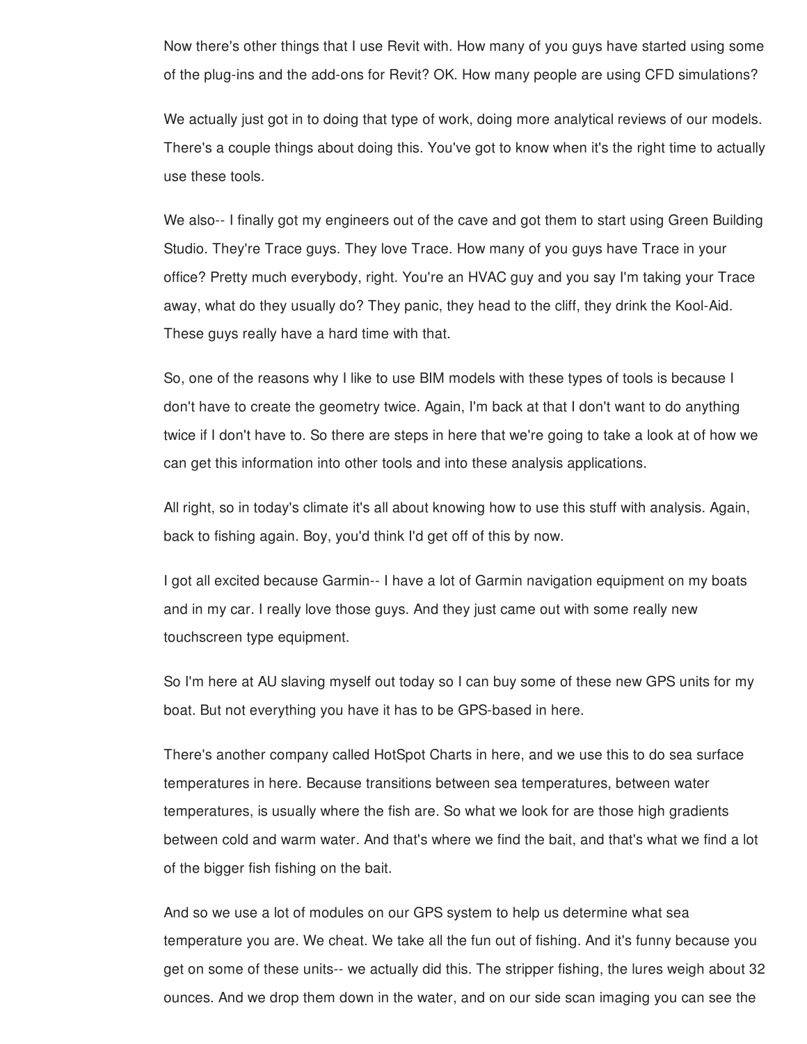Now there's other things that I use Revit with. How many of you guys have started using some of the plug-ins and the add-ons for Revit? OK. How many people are using CFD simulations?

We actually just got in to doing that type of work, doing more analytical reviews of our models. There's a couple things about doing this. You've got to know when it's the right time to actually use these tools.

We also-- I finally got my engineers out of the cave and got them to start using Green Building Studio. They're Trace guys. They love Trace. How many of you guys have Trace in your office? Pretty much everybody, right. You're an HVAC guy and you say I'm taking your Trace away, what do they usually do? They panic, they head to the cliff, they drink the Kool-Aid. These guys really have a hard time with that.

So, one of the reasons why I like to use BIM models with these types of tools is because I don't have to create the geometry twice. Again, I'm back at that I don't want to do anything twice if I don't have to. So there are steps in here that we're going to take a look at of how we can get this information into other tools and into these analysis applications.

All right, so in today's climate it's all about knowing how to use this stuff with analysis. Again, back to fishing again. Boy, you'd think I'd get off of this by now.

I got all excited because Garmin-- I have a lot of Garmin navigation equipment on my boats and in my car. I really love those guys. And they just came out with some really new touchscreen type equipment.

So I'm here at AU slaving myself out today so I can buy some of these new GPS units for my boat. But not everything you have it has to be GPS-based in here.

There's another company called HotSpot Charts in here, and we use this to do sea surface temperatures in here. Because transitions between sea temperatures, between water temperatures, is usually where the fish are. So what we look for are those high gradients between cold and warm water. And that's where we find the bait, and that's what we find a lot of the bigger fish fishing on the bait.

And so we use a lot of modules on our GPS system to help us determine what sea temperature you are. We cheat. We take all the fun out of fishing. And it's funny because you get on some of these units-- we actually did this. The stripper fishing, the lures weigh about 32 ounces. And we drop them down in the water, and on our side scan imaging you can see the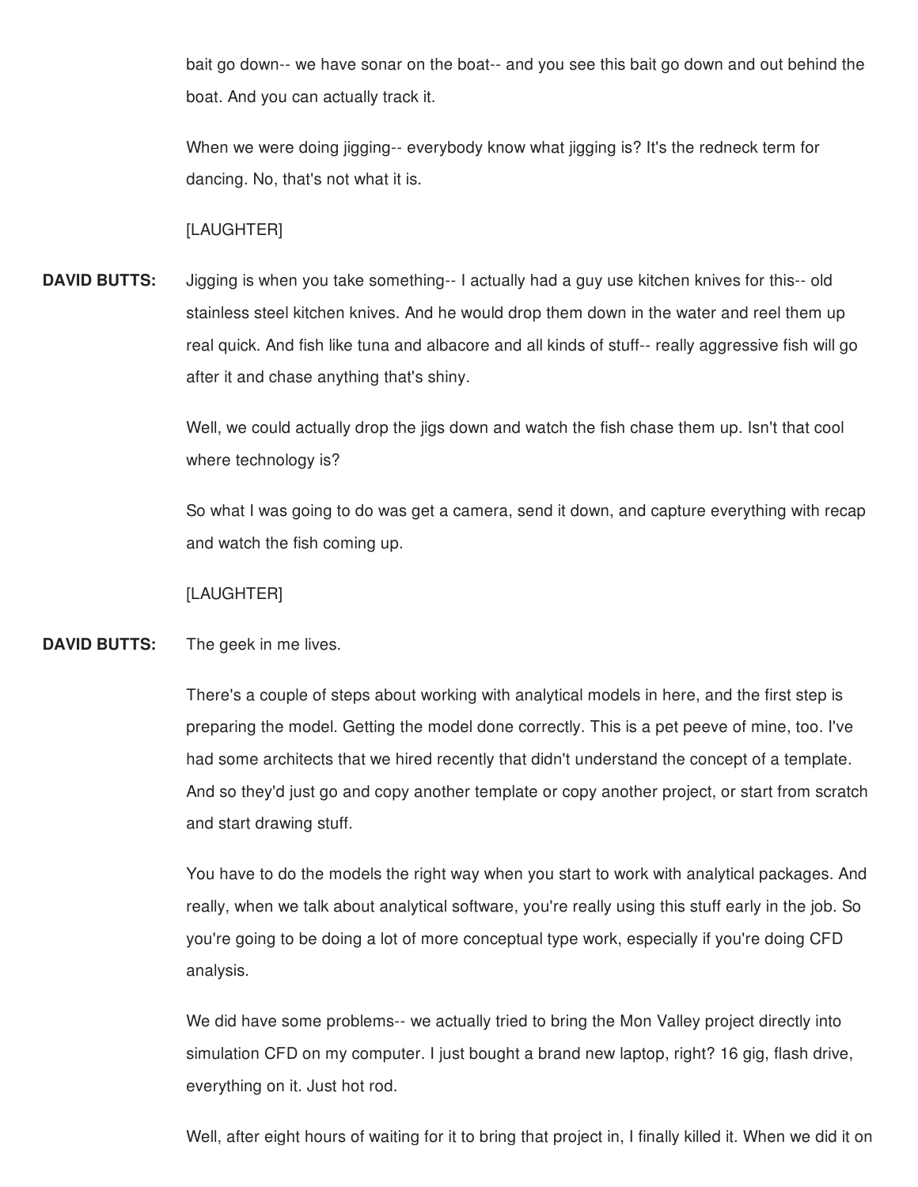bait go down-- we have sonar on the boat-- and you see this bait go down and out behind the boat. And you can actually track it.

When we were doing jigging-- everybody know what jigging is? It's the redneck term for dancing. No, that's not what it is.

[LAUGHTER]

**DAVID BUTTS:** Jigging is when you take something-- I actually had a guy use kitchen knives for this-- old stainless steel kitchen knives. And he would drop them down in the water and reel them up real quick. And fish like tuna and albacore and all kinds of stuff-- really aggressive fish will go after it and chase anything that's shiny.

Well, we could actually drop the jigs down and watch the fish chase them up. Isn't that cool where technology is?

So what I was going to do was get a camera, send it down, and capture everything with recap and watch the fish coming up.

[LAUGHTER]

**DAVID BUTTS:** The geek in me lives.

There's a couple of steps about working with analytical models in here, and the first step is preparing the model. Getting the model done correctly. This is a pet peeve of mine, too. I've had some architects that we hired recently that didn't understand the concept of a template. And so they'd just go and copy another template or copy another project, or start from scratch and start drawing stuff.

You have to do the models the right way when you start to work with analytical packages. And really, when we talk about analytical software, you're really using this stuff early in the job. So you're going to be doing a lot of more conceptual type work, especially if you're doing CFD analysis.

We did have some problems-- we actually tried to bring the Mon Valley project directly into simulation CFD on my computer. I just bought a brand new laptop, right? 16 gig, flash drive, everything on it. Just hot rod.

Well, after eight hours of waiting for it to bring that project in, I finally killed it. When we did it on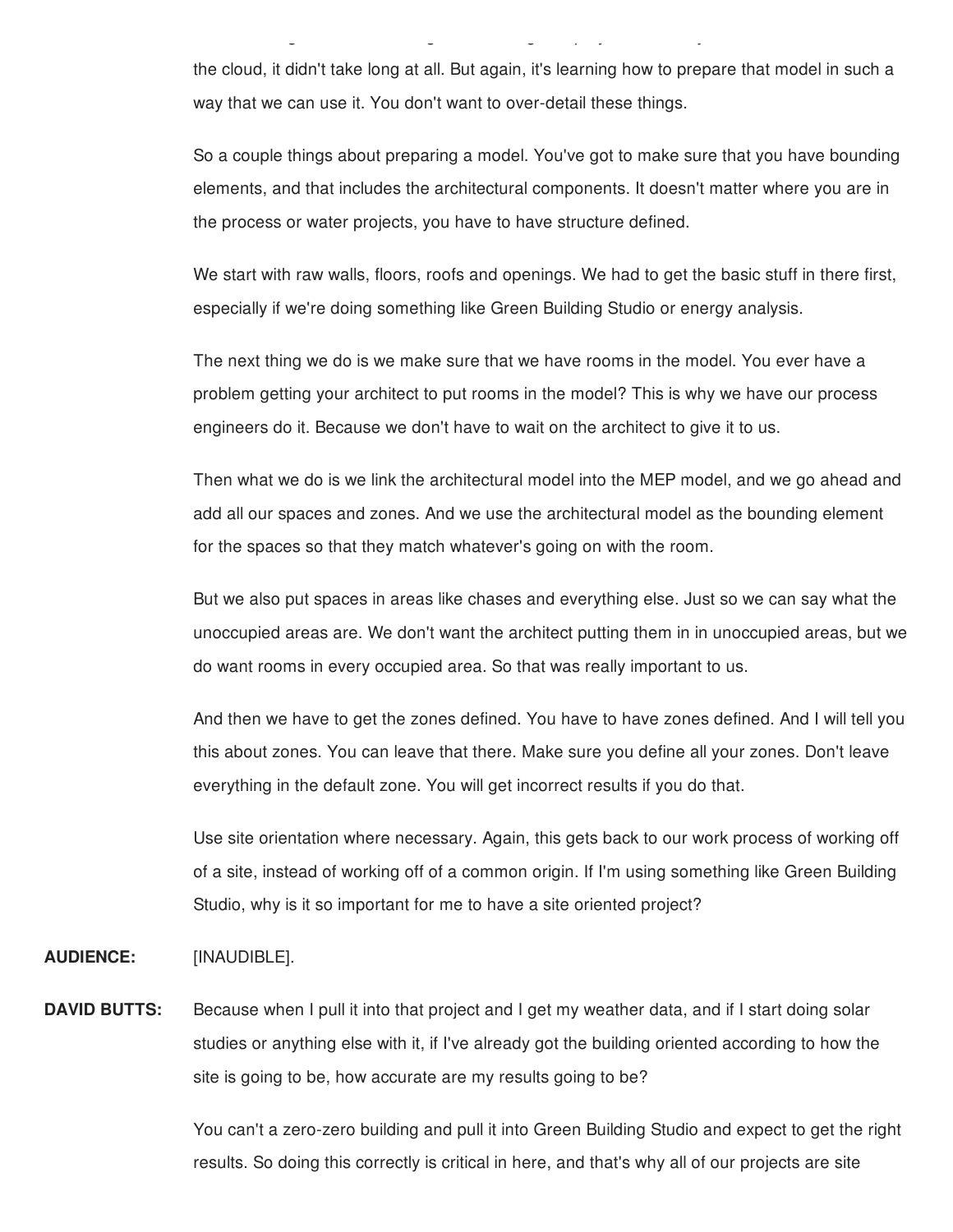the cloud, it didn't take long at all. But again, it's learning how to prepare that model in such a way that we can use it. You don't want to over-detail these things.

So a couple things about preparing a model. You've got to make sure that you have bounding elements, and that includes the architectural components. It doesn't matter where you are in the process or water projects, you have to have structure defined.

We start with raw walls, floors, roofs and openings. We had to get the basic stuff in there first, especially if we're doing something like Green Building Studio or energy analysis.

The next thing we do is we make sure that we have rooms in the model. You ever have a problem getting your architect to put rooms in the model? This is why we have our process engineers do it. Because we don't have to wait on the architect to give it to us.

Then what we do is we link the architectural model into the MEP model, and we go ahead and add all our spaces and zones. And we use the architectural model as the bounding element for the spaces so that they match whatever's going on with the room.

But we also put spaces in areas like chases and everything else. Just so we can say what the unoccupied areas are. We don't want the architect putting them in in unoccupied areas, but we do want rooms in every occupied area. So that was really important to us.

And then we have to get the zones defined. You have to have zones defined. And I will tell you this about zones. You can leave that there. Make sure you define all your zones. Don't leave everything in the default zone. You will get incorrect results if you do that.

Use site orientation where necessary. Again, this gets back to our work process of working off of a site, instead of working off of a common origin. If I'm using something like Green Building Studio, why is it so important for me to have a site oriented project?

**AUDIENCE:** [INAUDIBLE].

**DAVID BUTTS:** Because when I pull it into that project and I get my weather data, and if I start doing solar studies or anything else with it, if I've already got the building oriented according to how the site is going to be, how accurate are my results going to be?

You can't a zero-zero building and pull it into Green Building Studio and expect to get the right results. So doing this correctly is critical in here, and that's why all of our projects are site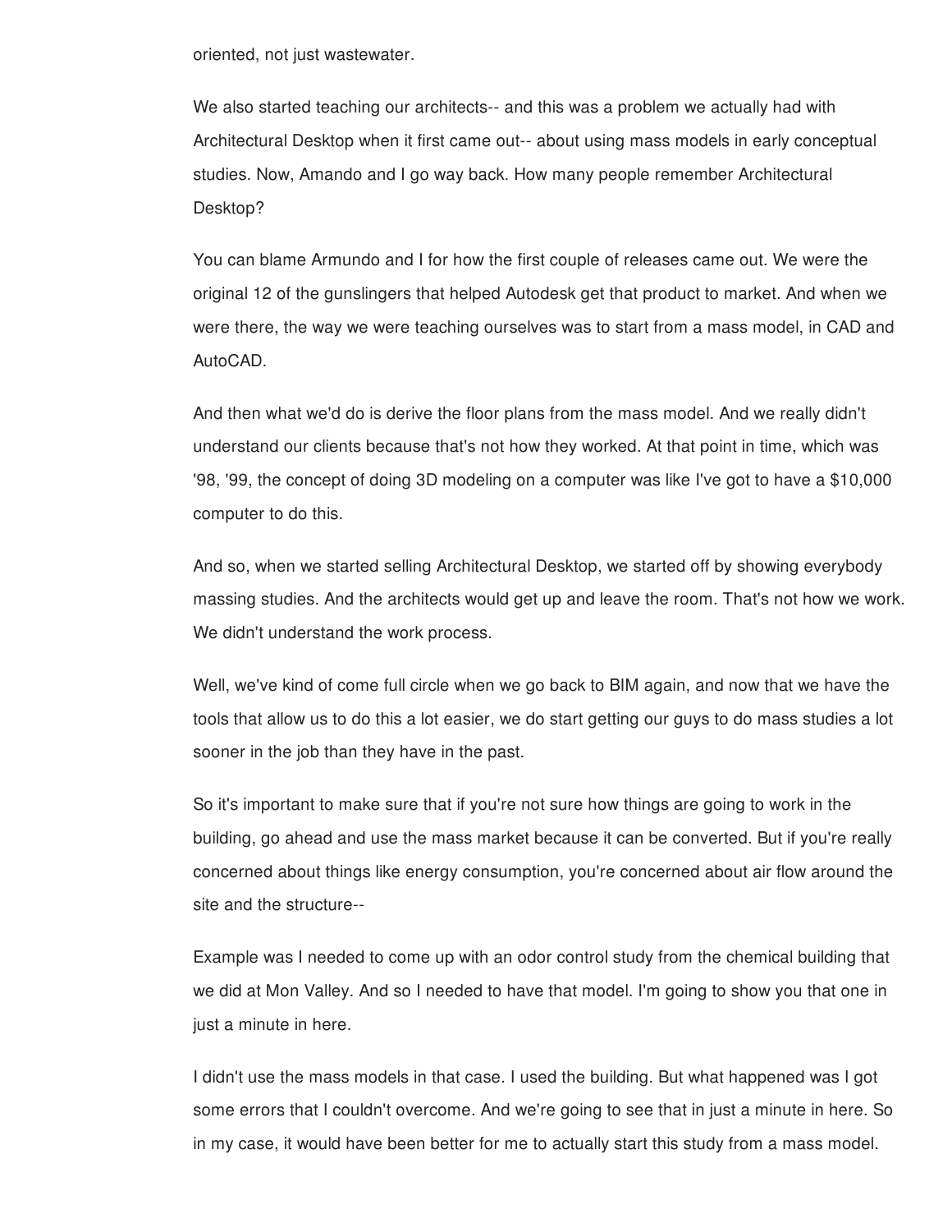oriented, not just wastewater.

We also started teaching our architects-- and this was a problem we actually had with Architectural Desktop when it first came out-- about using mass models in early conceptual studies. Now, Amando and I go way back. How many people remember Architectural Desktop?

You can blame Armundo and I for how the first couple of releases came out. We were the original 12 of the gunslingers that helped Autodesk get that product to market. And when we were there, the way we were teaching ourselves was to start from a mass model, in CAD and AutoCAD.

And then what we'd do is derive the floor plans from the mass model. And we really didn't understand our clients because that's not how they worked. At that point in time, which was '98, '99, the concept of doing 3D modeling on a computer was like I've got to have a $10,000 computer to do this.

And so, when we started selling Architectural Desktop, we started off by showing everybody massing studies. And the architects would get up and leave the room. That's not how we work. We didn't understand the work process.

Well, we've kind of come full circle when we go back to BIM again, and now that we have the tools that allow us to do this a lot easier, we do start getting our guys to do mass studies a lot sooner in the job than they have in the past.

So it's important to make sure that if you're not sure how things are going to work in the building, go ahead and use the mass market because it can be converted. But if you're really concerned about things like energy consumption, you're concerned about air flow around the site and the structure--

Example was I needed to come up with an odor control study from the chemical building that we did at Mon Valley. And so I needed to have that model. I'm going to show you that one in just a minute in here.

I didn't use the mass models in that case. I used the building. But what happened was I got some errors that I couldn't overcome. And we're going to see that in just a minute in here. So in my case, it would have been better for me to actually start this study from a mass model.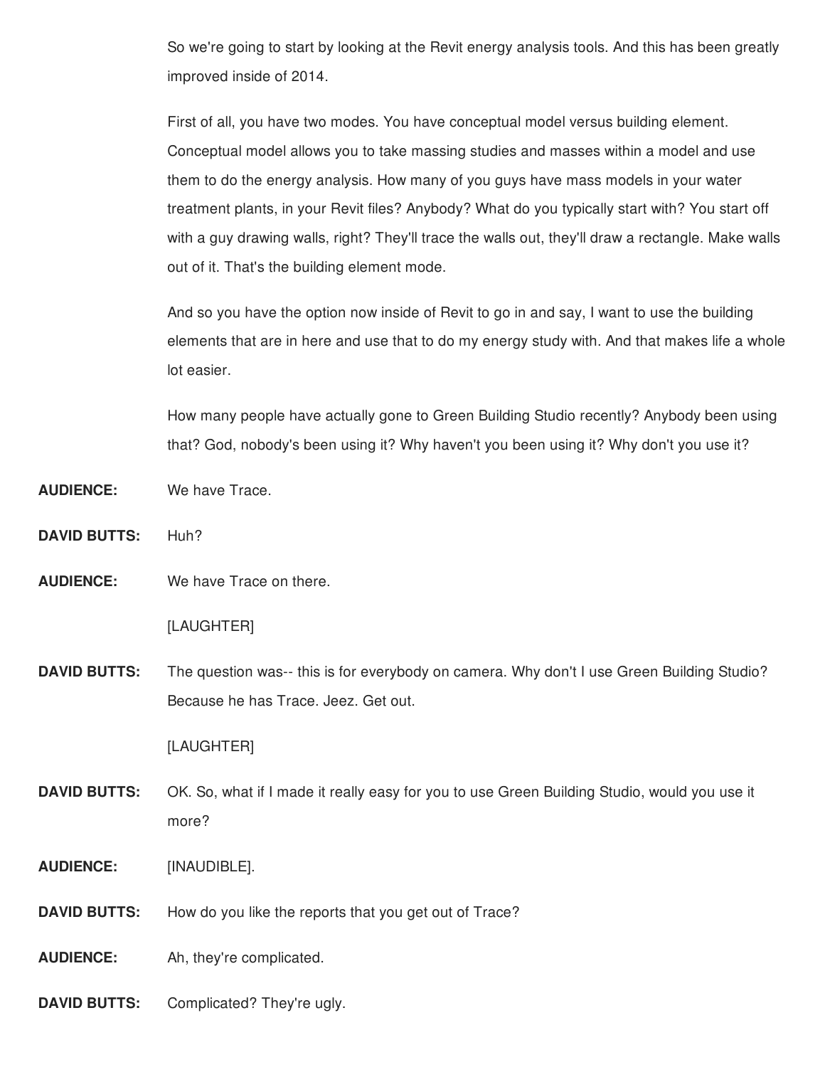So we're going to start by looking at the Revit energy analysis tools. And this has been greatly improved inside of 2014.

First of all, you have two modes. You have conceptual model versus building element. Conceptual model allows you to take massing studies and masses within a model and use them to do the energy analysis. How many of you guys have mass models in your water treatment plants, in your Revit files? Anybody? What do you typically start with? You start off with a guy drawing walls, right? They'll trace the walls out, they'll draw a rectangle. Make walls out of it. That's the building element mode.

And so you have the option now inside of Revit to go in and say, I want to use the building elements that are in here and use that to do my energy study with. And that makes life a whole lot easier.

How many people have actually gone to Green Building Studio recently? Anybody been using that? God, nobody's been using it? Why haven't you been using it? Why don't you use it?

**AUDIENCE:** We have Trace.

**DAVID BUTTS:** Huh?

**AUDIENCE:** We have Trace on there.

[LAUGHTER]

**DAVID BUTTS:** The question was-- this is for everybody on camera. Why don't I use Green Building Studio? Because he has Trace. Jeez. Get out.

[LAUGHTER]

**DAVID BUTTS:** OK. So, what if I made it really easy for you to use Green Building Studio, would you use it more?

**AUDIENCE:** [INAUDIBLE].

**DAVID BUTTS:** How do you like the reports that you get out of Trace?

**AUDIENCE:** Ah, they're complicated.

**DAVID BUTTS:** Complicated? They're ugly.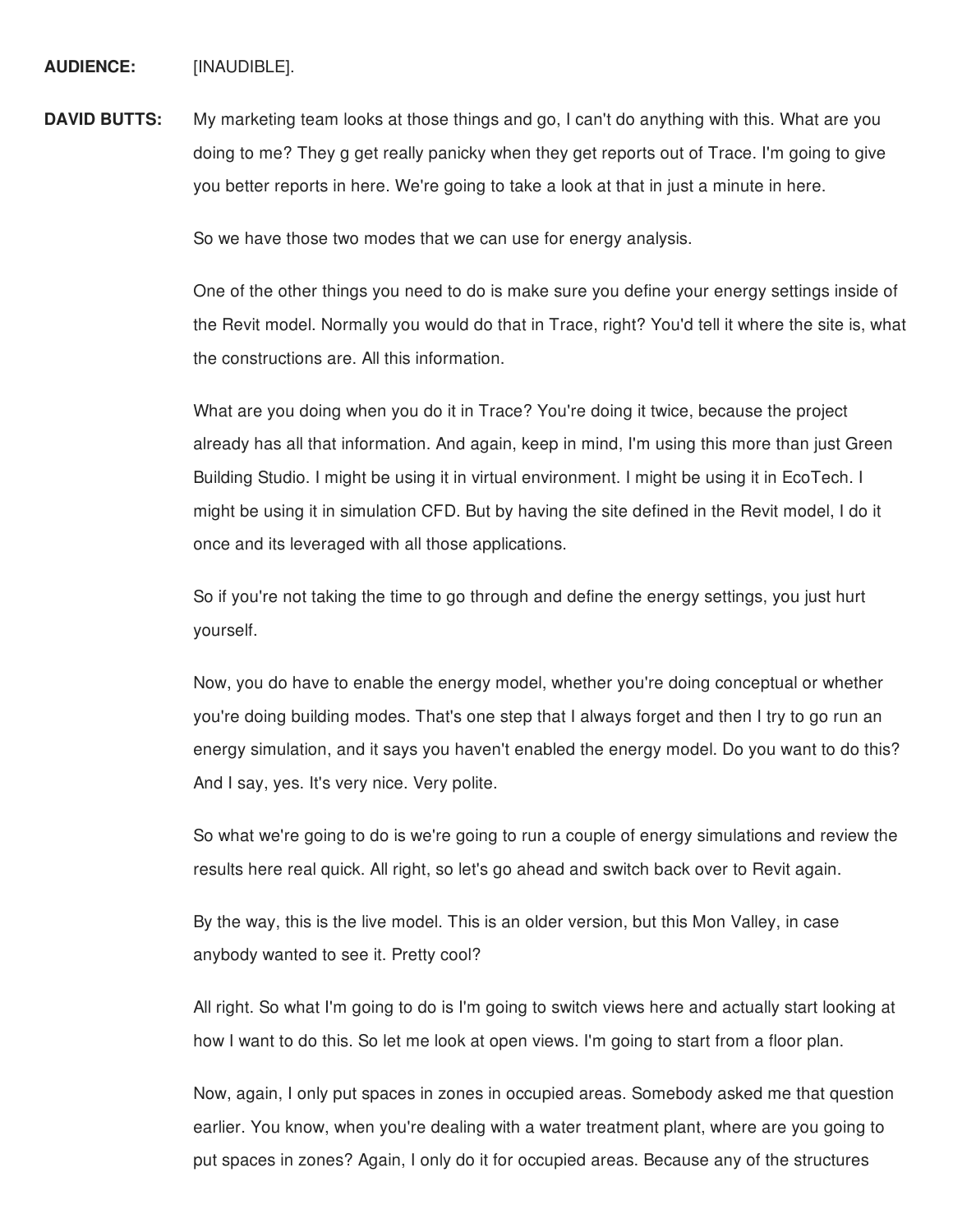**AUDIENCE:** [INAUDIBLE].

**DAVID BUTTS:** My marketing team looks at those things and go, I can't do anything with this. What are you doing to me? They g get really panicky when they get reports out of Trace. I'm going to give you better reports in here. We're going to take a look at that in just a minute in here.

So we have those two modes that we can use for energy analysis.

One of the other things you need to do is make sure you define your energy settings inside of the Revit model. Normally you would do that in Trace, right? You'd tell it where the site is, what the constructions are. All this information.

What are you doing when you do it in Trace? You're doing it twice, because the project already has all that information. And again, keep in mind, I'm using this more than just Green Building Studio. I might be using it in virtual environment. I might be using it in EcoTech. I might be using it in simulation CFD. But by having the site defined in the Revit model, I do it once and its leveraged with all those applications.

So if you're not taking the time to go through and define the energy settings, you just hurt yourself.

Now, you do have to enable the energy model, whether you're doing conceptual or whether you're doing building modes. That's one step that I always forget and then I try to go run an energy simulation, and it says you haven't enabled the energy model. Do you want to do this? And I say, yes. It's very nice. Very polite.

So what we're going to do is we're going to run a couple of energy simulations and review the results here real quick. All right, so let's go ahead and switch back over to Revit again.

By the way, this is the live model. This is an older version, but this Mon Valley, in case anybody wanted to see it. Pretty cool?

All right. So what I'm going to do is I'm going to switch views here and actually start looking at how I want to do this. So let me look at open views. I'm going to start from a floor plan.

Now, again, I only put spaces in zones in occupied areas. Somebody asked me that question earlier. You know, when you're dealing with a water treatment plant, where are you going to put spaces in zones? Again, I only do it for occupied areas. Because any of the structures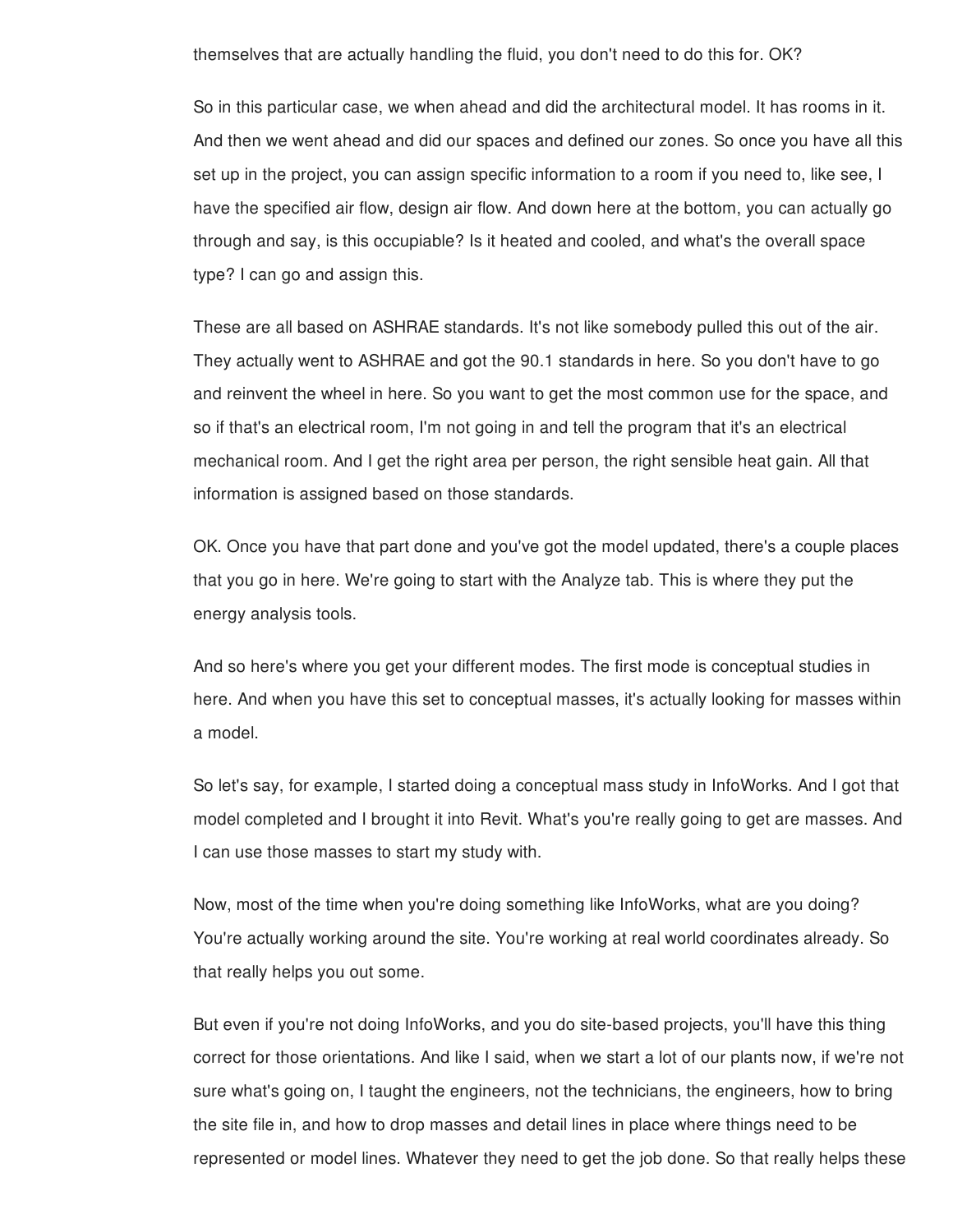themselves that are actually handling the fluid, you don't need to do this for. OK?

So in this particular case, we when ahead and did the architectural model. It has rooms in it. And then we went ahead and did our spaces and defined our zones. So once you have all this set up in the project, you can assign specific information to a room if you need to, like see, I have the specified air flow, design air flow. And down here at the bottom, you can actually go through and say, is this occupiable? Is it heated and cooled, and what's the overall space type? I can go and assign this.

These are all based on ASHRAE standards. It's not like somebody pulled this out of the air. They actually went to ASHRAE and got the 90.1 standards in here. So you don't have to go and reinvent the wheel in here. So you want to get the most common use for the space, and so if that's an electrical room, I'm not going in and tell the program that it's an electrical mechanical room. And I get the right area per person, the right sensible heat gain. All that information is assigned based on those standards.

OK. Once you have that part done and you've got the model updated, there's a couple places that you go in here. We're going to start with the Analyze tab. This is where they put the energy analysis tools.

And so here's where you get your different modes. The first mode is conceptual studies in here. And when you have this set to conceptual masses, it's actually looking for masses within a model.

So let's say, for example, I started doing a conceptual mass study in InfoWorks. And I got that model completed and I brought it into Revit. What's you're really going to get are masses. And I can use those masses to start my study with.

Now, most of the time when you're doing something like InfoWorks, what are you doing? You're actually working around the site. You're working at real world coordinates already. So that really helps you out some.

But even if you're not doing InfoWorks, and you do site-based projects, you'll have this thing correct for those orientations. And like I said, when we start a lot of our plants now, if we're not sure what's going on, I taught the engineers, not the technicians, the engineers, how to bring the site file in, and how to drop masses and detail lines in place where things need to be represented or model lines. Whatever they need to get the job done. So that really helps these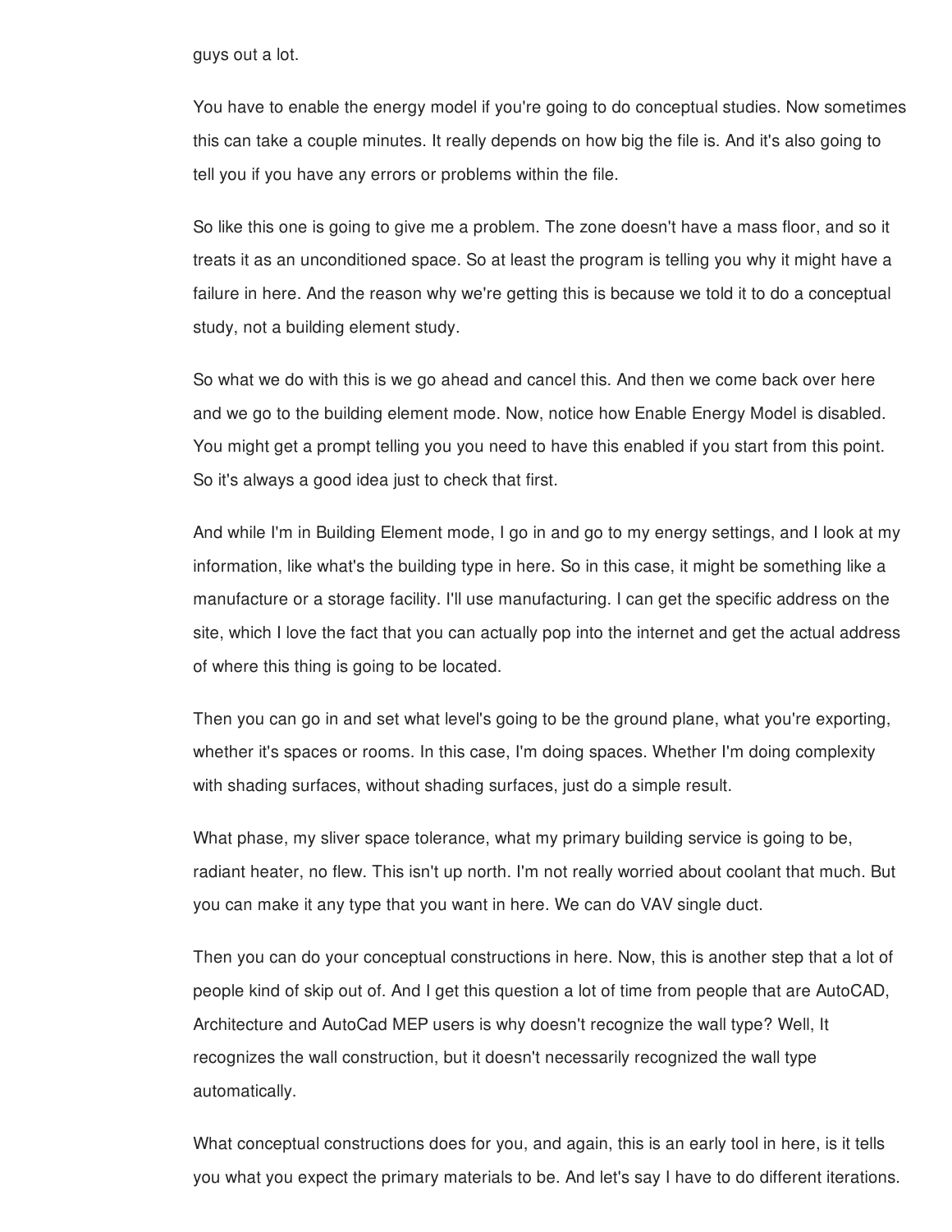guys out a lot.

You have to enable the energy model if you're going to do conceptual studies. Now sometimes this can take a couple minutes. It really depends on how big the file is. And it's also going to tell you if you have any errors or problems within the file.

So like this one is going to give me a problem. The zone doesn't have a mass floor, and so it treats it as an unconditioned space. So at least the program is telling you why it might have a failure in here. And the reason why we're getting this is because we told it to do a conceptual study, not a building element study.

So what we do with this is we go ahead and cancel this. And then we come back over here and we go to the building element mode. Now, notice how Enable Energy Model is disabled. You might get a prompt telling you you need to have this enabled if you start from this point. So it's always a good idea just to check that first.

And while I'm in Building Element mode, I go in and go to my energy settings, and I look at my information, like what's the building type in here. So in this case, it might be something like a manufacture or a storage facility. I'll use manufacturing. I can get the specific address on the site, which I love the fact that you can actually pop into the internet and get the actual address of where this thing is going to be located.

Then you can go in and set what level's going to be the ground plane, what you're exporting, whether it's spaces or rooms. In this case, I'm doing spaces. Whether I'm doing complexity with shading surfaces, without shading surfaces, just do a simple result.

What phase, my sliver space tolerance, what my primary building service is going to be, radiant heater, no flew. This isn't up north. I'm not really worried about coolant that much. But you can make it any type that you want in here. We can do VAV single duct.

Then you can do your conceptual constructions in here. Now, this is another step that a lot of people kind of skip out of. And I get this question a lot of time from people that are AutoCAD, Architecture and AutoCad MEP users is why doesn't recognize the wall type? Well, It recognizes the wall construction, but it doesn't necessarily recognized the wall type automatically.

What conceptual constructions does for you, and again, this is an early tool in here, is it tells you what you expect the primary materials to be. And let's say I have to do different iterations.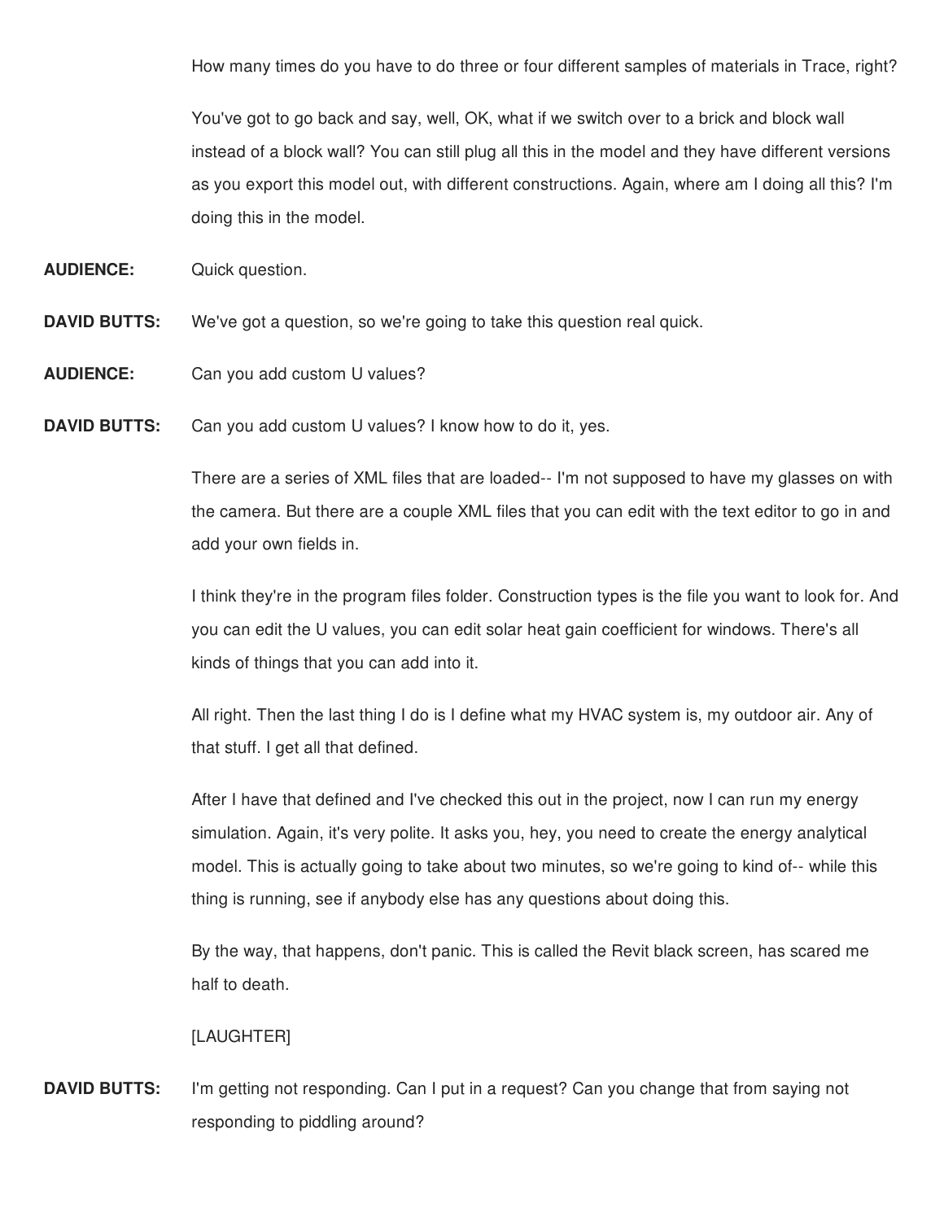How many times do you have to do three or four different samples of materials in Trace, right?

You've got to go back and say, well, OK, what if we switch over to a brick and block wall instead of a block wall? You can still plug all this in the model and they have different versions as you export this model out, with different constructions. Again, where am I doing all this? I'm doing this in the model.

**AUDIENCE:** Quick question.

**DAVID BUTTS:** We've got a question, so we're going to take this question real quick.

**AUDIENCE:** Can you add custom U values?

**DAVID BUTTS:** Can you add custom U values? I know how to do it, yes.

There are a series of XML files that are loaded-- I'm not supposed to have my glasses on with the camera. But there are a couple XML files that you can edit with the text editor to go in and add your own fields in.

I think they're in the program files folder. Construction types is the file you want to look for. And you can edit the U values, you can edit solar heat gain coefficient for windows. There's all kinds of things that you can add into it.

All right. Then the last thing I do is I define what my HVAC system is, my outdoor air. Any of that stuff. I get all that defined.

After I have that defined and I've checked this out in the project, now I can run my energy simulation. Again, it's very polite. It asks you, hey, you need to create the energy analytical model. This is actually going to take about two minutes, so we're going to kind of-- while this thing is running, see if anybody else has any questions about doing this.

By the way, that happens, don't panic. This is called the Revit black screen, has scared me half to death.

[LAUGHTER]

**DAVID BUTTS:** I'm getting not responding. Can I put in a request? Can you change that from saying not responding to piddling around?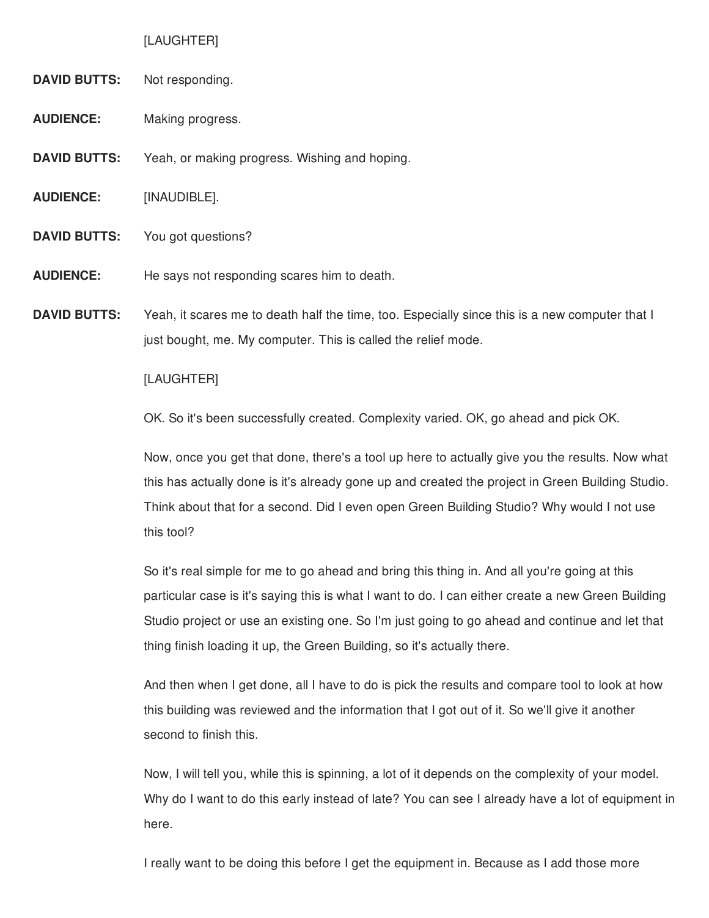[LAUGHTER]

**DAVID BUTTS:** Not responding.

**AUDIENCE:** Making progress.

**DAVID BUTTS:** Yeah, or making progress. Wishing and hoping.

**AUDIENCE:** [INAUDIBLE].

**DAVID BUTTS:** You got questions?

**AUDIENCE:** He says not responding scares him to death.

**DAVID BUTTS:** Yeah, it scares me to death half the time, too. Especially since this is a new computer that I just bought, me. My computer. This is called the relief mode.

[LAUGHTER]

OK. So it's been successfully created. Complexity varied. OK, go ahead and pick OK.

Now, once you get that done, there's a tool up here to actually give you the results. Now what this has actually done is it's already gone up and created the project in Green Building Studio. Think about that for a second. Did I even open Green Building Studio? Why would I not use this tool?

So it's real simple for me to go ahead and bring this thing in. And all you're going at this particular case is it's saying this is what I want to do. I can either create a new Green Building Studio project or use an existing one. So I'm just going to go ahead and continue and let that thing finish loading it up, the Green Building, so it's actually there.

And then when I get done, all I have to do is pick the results and compare tool to look at how this building was reviewed and the information that I got out of it. So we'll give it another second to finish this.

Now, I will tell you, while this is spinning, a lot of it depends on the complexity of your model. Why do I want to do this early instead of late? You can see I already have a lot of equipment in here.

I really want to be doing this before I get the equipment in. Because as I add those more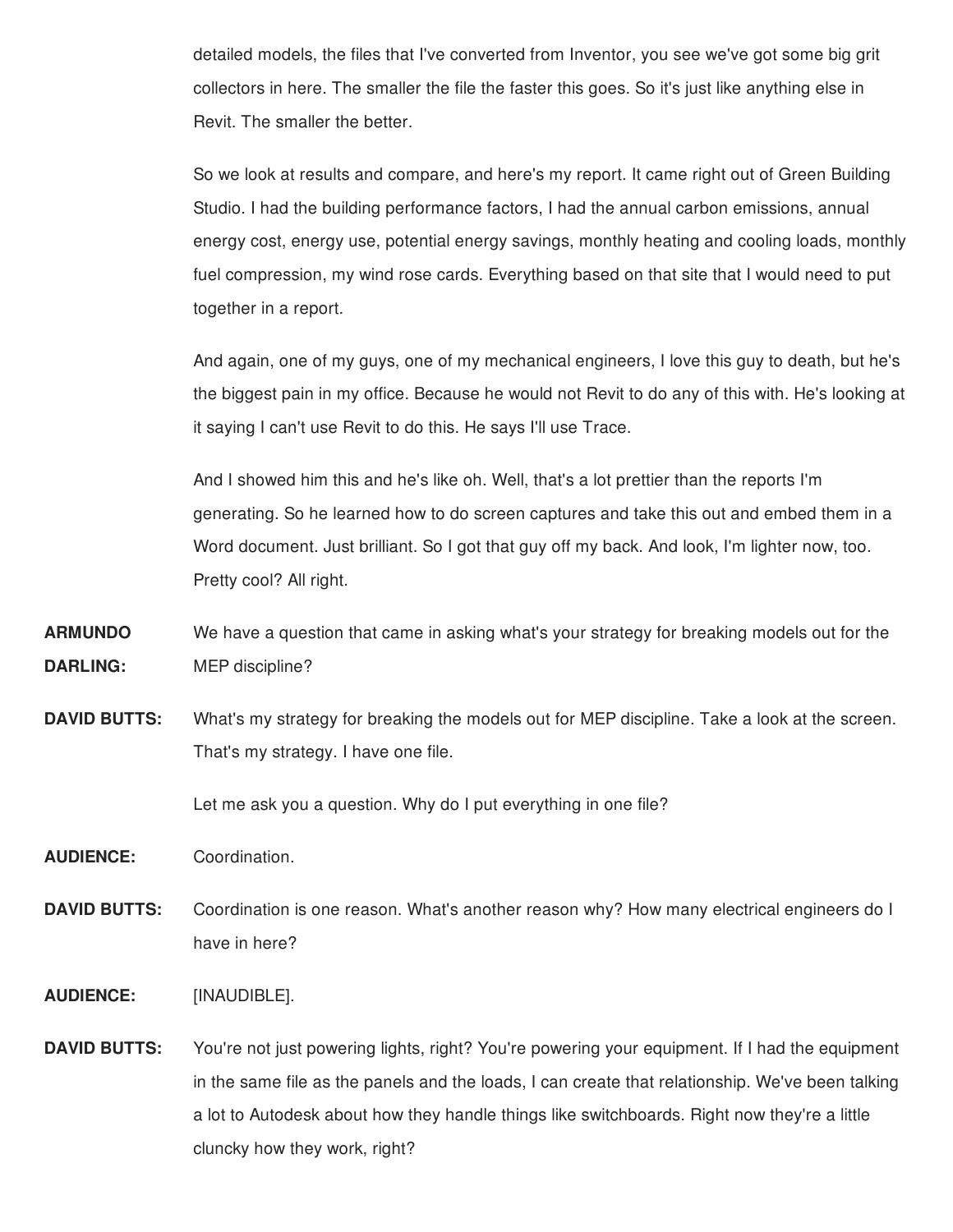detailed models, the files that I've converted from Inventor, you see we've got some big grit collectors in here. The smaller the file the faster this goes. So it's just like anything else in Revit. The smaller the better.

So we look at results and compare, and here's my report. It came right out of Green Building Studio. I had the building performance factors, I had the annual carbon emissions, annual energy cost, energy use, potential energy savings, monthly heating and cooling loads, monthly fuel compression, my wind rose cards. Everything based on that site that I would need to put together in a report.

And again, one of my guys, one of my mechanical engineers, I love this guy to death, but he's the biggest pain in my office. Because he would not Revit to do any of this with. He's looking at it saying I can't use Revit to do this. He says I'll use Trace.

And I showed him this and he's like oh. Well, that's a lot prettier than the reports I'm generating. So he learned how to do screen captures and take this out and embed them in a Word document. Just brilliant. So I got that guy off my back. And look, I'm lighter now, too. Pretty cool? All right.

**ARMUNDO DARLING:** We have a question that came in asking what's your strategy for breaking models out for the MEP discipline?

**DAVID BUTTS:** What's my strategy for breaking the models out for MEP discipline. Take a look at the screen. That's my strategy. I have one file.

Let me ask you a question. Why do I put everything in one file?

**AUDIENCE:** Coordination.

**DAVID BUTTS:** Coordination is one reason. What's another reason why? How many electrical engineers do I have in here?

**AUDIENCE:** [INAUDIBLE].

**DAVID BUTTS:** You're not just powering lights, right? You're powering your equipment. If I had the equipment in the same file as the panels and the loads, I can create that relationship. We've been talking a lot to Autodesk about how they handle things like switchboards. Right now they're a little cluncky how they work, right?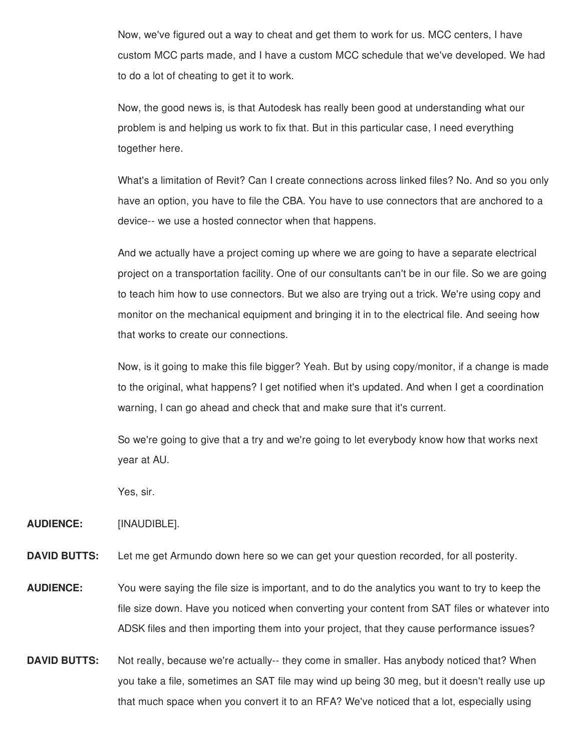Now, we've figured out a way to cheat and get them to work for us. MCC centers, I have custom MCC parts made, and I have a custom MCC schedule that we've developed. We had to do a lot of cheating to get it to work.

Now, the good news is, is that Autodesk has really been good at understanding what our problem is and helping us work to fix that. But in this particular case, I need everything together here.

What's a limitation of Revit? Can I create connections across linked files? No. And so you only have an option, you have to file the CBA. You have to use connectors that are anchored to a device-- we use a hosted connector when that happens.

And we actually have a project coming up where we are going to have a separate electrical project on a transportation facility. One of our consultants can't be in our file. So we are going to teach him how to use connectors. But we also are trying out a trick. We're using copy and monitor on the mechanical equipment and bringing it in to the electrical file. And seeing how that works to create our connections.

Now, is it going to make this file bigger? Yeah. But by using copy/monitor, if a change is made to the original, what happens? I get notified when it's updated. And when I get a coordination warning, I can go ahead and check that and make sure that it's current.

So we're going to give that a try and we're going to let everybody know how that works next year at AU.

Yes, sir.

**AUDIENCE:** [INAUDIBLE].

**DAVID BUTTS:** Let me get Armundo down here so we can get your question recorded, for all posterity.

**AUDIENCE:** You were saying the file size is important, and to do the analytics you want to try to keep the file size down. Have you noticed when converting your content from SAT files or whatever into ADSK files and then importing them into your project, that they cause performance issues?

**DAVID BUTTS:** Not really, because we're actually-- they come in smaller. Has anybody noticed that? When you take a file, sometimes an SAT file may wind up being 30 meg, but it doesn't really use up that much space when you convert it to an RFA? We've noticed that a lot, especially using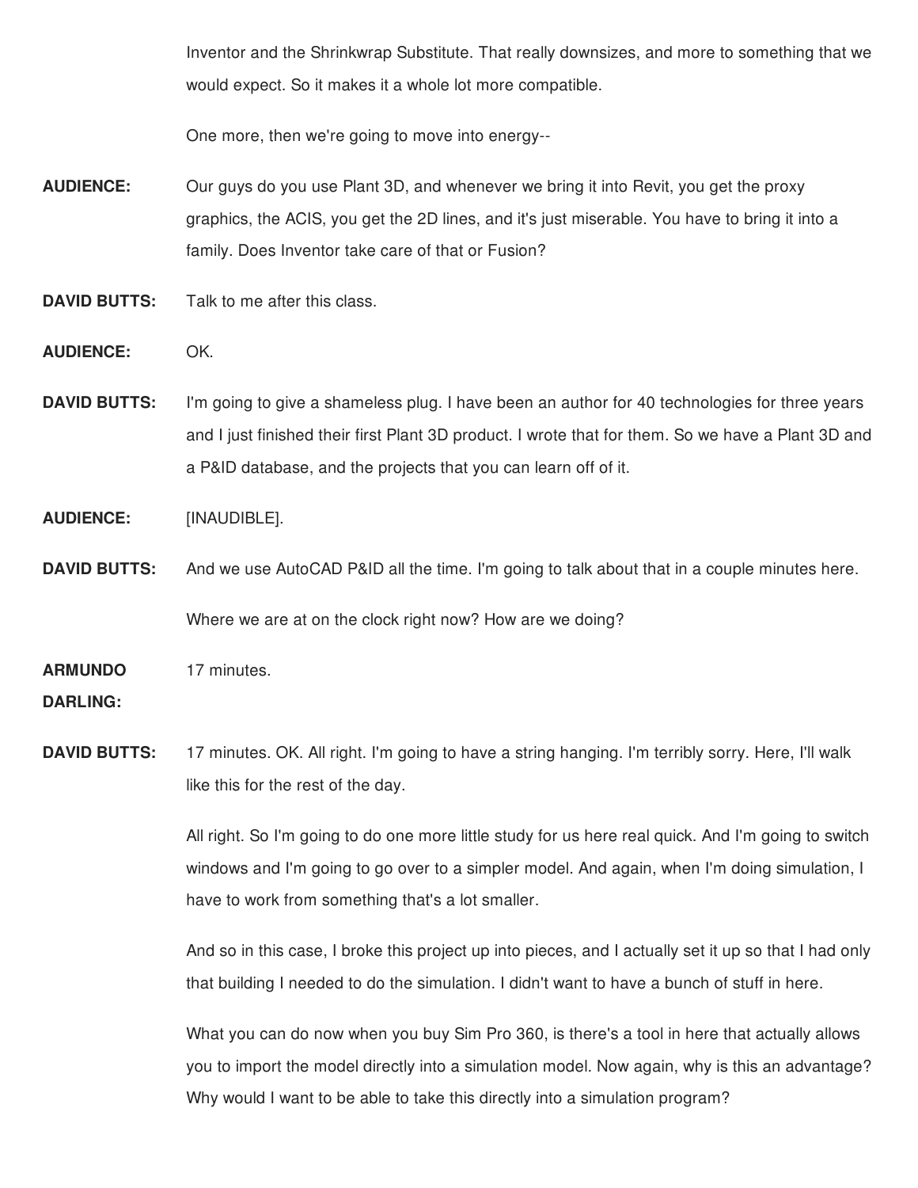Inventor and the Shrinkwrap Substitute. That really downsizes, and more to something that we would expect. So it makes it a whole lot more compatible.

One more, then we're going to move into energy--

**AUDIENCE:** Our guys do you use Plant 3D, and whenever we bring it into Revit, you get the proxy graphics, the ACIS, you get the 2D lines, and it's just miserable. You have to bring it into a family. Does Inventor take care of that or Fusion?

**DAVID BUTTS:** Talk to me after this class.

**AUDIENCE:** OK.

**DAVID BUTTS:** I'm going to give a shameless plug. I have been an author for 40 technologies for three years and I just finished their first Plant 3D product. I wrote that for them. So we have a Plant 3D and a P&ID database, and the projects that you can learn off of it.

**AUDIENCE:** [INAUDIBLE].

**DAVID BUTTS:** And we use AutoCAD P&ID all the time. I'm going to talk about that in a couple minutes here.

Where we are at on the clock right now? How are we doing?

**ARMUNDO DARLING:** 17 minutes.

**DAVID BUTTS:** 17 minutes. OK. All right. I'm going to have a string hanging. I'm terribly sorry. Here, I'll walk like this for the rest of the day.

All right. So I'm going to do one more little study for us here real quick. And I'm going to switch windows and I'm going to go over to a simpler model. And again, when I'm doing simulation, I have to work from something that's a lot smaller.

And so in this case, I broke this project up into pieces, and I actually set it up so that I had only that building I needed to do the simulation. I didn't want to have a bunch of stuff in here.

What you can do now when you buy Sim Pro 360, is there's a tool in here that actually allows you to import the model directly into a simulation model. Now again, why is this an advantage? Why would I want to be able to take this directly into a simulation program?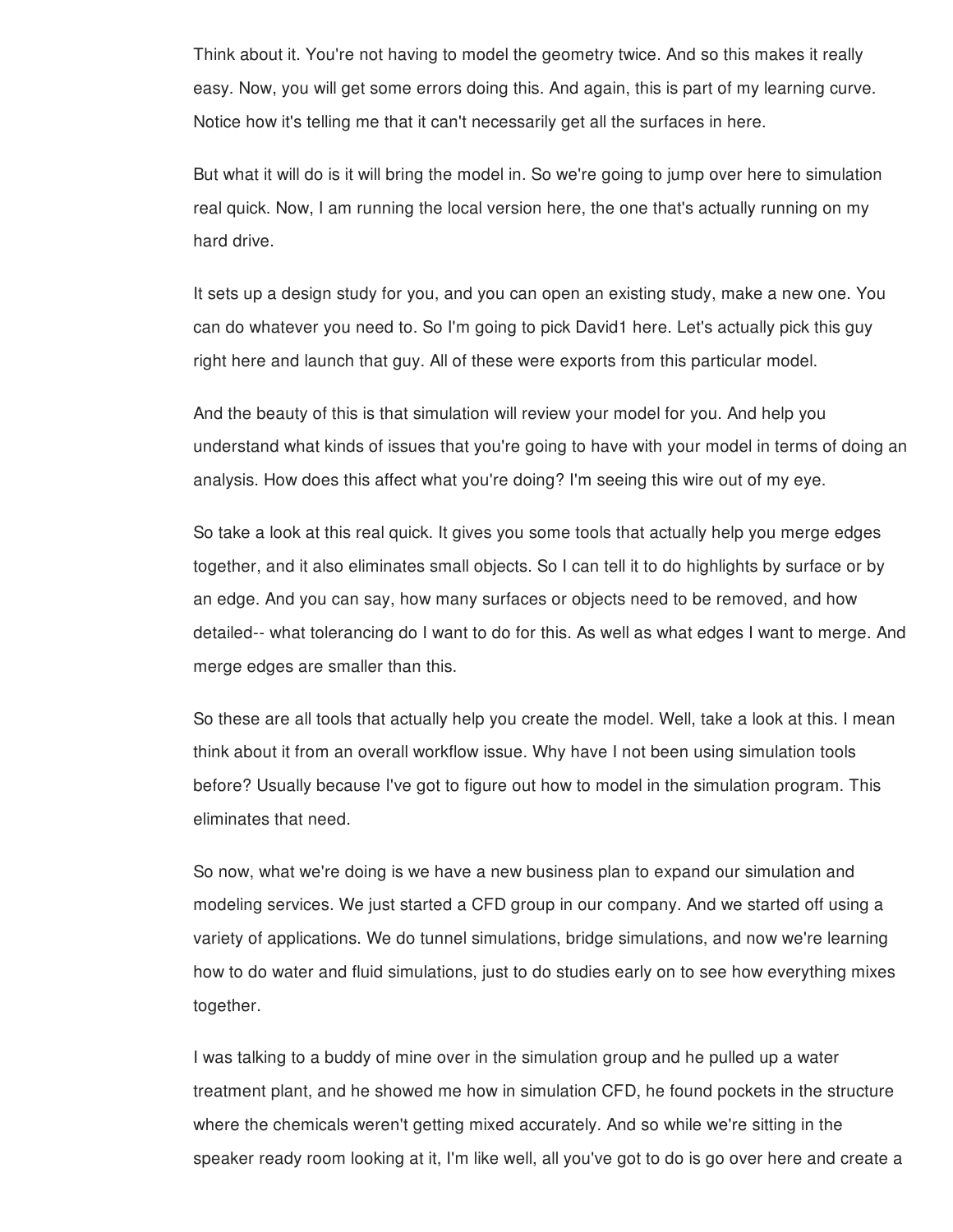Think about it. You're not having to model the geometry twice. And so this makes it really easy. Now, you will get some errors doing this. And again, this is part of my learning curve. Notice how it's telling me that it can't necessarily get all the surfaces in here.

But what it will do is it will bring the model in. So we're going to jump over here to simulation real quick. Now, I am running the local version here, the one that's actually running on my hard drive.

It sets up a design study for you, and you can open an existing study, make a new one. You can do whatever you need to. So I'm going to pick David1 here. Let's actually pick this guy right here and launch that guy. All of these were exports from this particular model.

And the beauty of this is that simulation will review your model for you. And help you understand what kinds of issues that you're going to have with your model in terms of doing an analysis. How does this affect what you're doing? I'm seeing this wire out of my eye.

So take a look at this real quick. It gives you some tools that actually help you merge edges together, and it also eliminates small objects. So I can tell it to do highlights by surface or by an edge. And you can say, how many surfaces or objects need to be removed, and how detailed-- what tolerancing do I want to do for this. As well as what edges I want to merge. And merge edges are smaller than this.

So these are all tools that actually help you create the model. Well, take a look at this. I mean think about it from an overall workflow issue. Why have I not been using simulation tools before? Usually because I've got to figure out how to model in the simulation program. This eliminates that need.

So now, what we're doing is we have a new business plan to expand our simulation and modeling services. We just started a CFD group in our company. And we started off using a variety of applications. We do tunnel simulations, bridge simulations, and now we're learning how to do water and fluid simulations, just to do studies early on to see how everything mixes together.

I was talking to a buddy of mine over in the simulation group and he pulled up a water treatment plant, and he showed me how in simulation CFD, he found pockets in the structure where the chemicals weren't getting mixed accurately. And so while we're sitting in the speaker ready room looking at it, I'm like well, all you've got to do is go over here and create a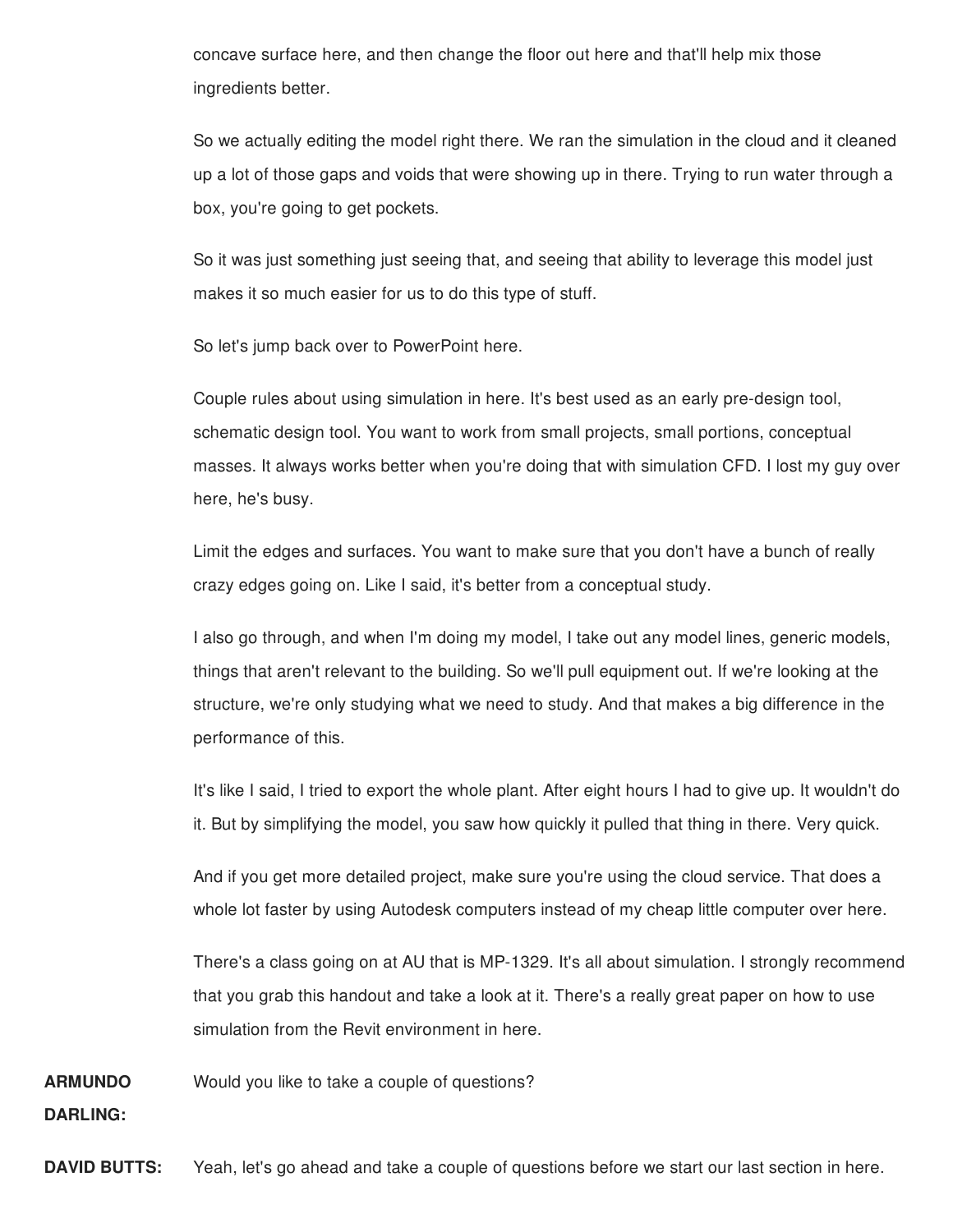concave surface here, and then change the floor out here and that'll help mix those ingredients better.

So we actually editing the model right there. We ran the simulation in the cloud and it cleaned up a lot of those gaps and voids that were showing up in there. Trying to run water through a box, you're going to get pockets.

So it was just something just seeing that, and seeing that ability to leverage this model just makes it so much easier for us to do this type of stuff.

So let's jump back over to PowerPoint here.

Couple rules about using simulation in here. It's best used as an early pre-design tool, schematic design tool. You want to work from small projects, small portions, conceptual masses. It always works better when you're doing that with simulation CFD. I lost my guy over here, he's busy.

Limit the edges and surfaces. You want to make sure that you don't have a bunch of really crazy edges going on. Like I said, it's better from a conceptual study.

I also go through, and when I'm doing my model, I take out any model lines, generic models, things that aren't relevant to the building. So we'll pull equipment out. If we're looking at the structure, we're only studying what we need to study. And that makes a big difference in the performance of this.

It's like I said, I tried to export the whole plant. After eight hours I had to give up. It wouldn't do it. But by simplifying the model, you saw how quickly it pulled that thing in there. Very quick.

And if you get more detailed project, make sure you're using the cloud service. That does a whole lot faster by using Autodesk computers instead of my cheap little computer over here.

There's a class going on at AU that is MP-1329. It's all about simulation. I strongly recommend that you grab this handout and take a look at it. There's a really great paper on how to use simulation from the Revit environment in here.

**ARMUNDO DARLING:** Would you like to take a couple of questions?

**DAVID BUTTS:** Yeah, let's go ahead and take a couple of questions before we start our last section in here.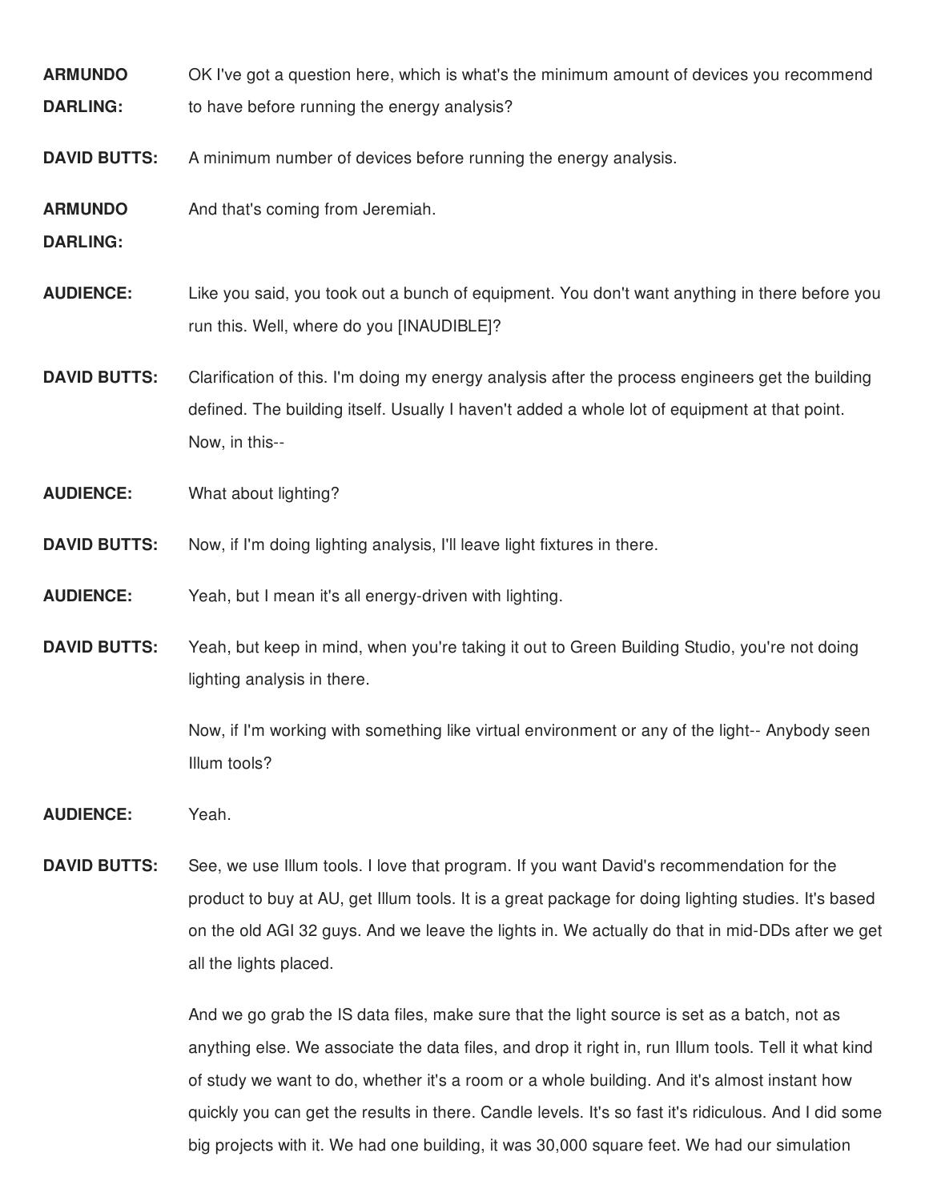**ARMUNDO DARLING:** OK I've got a question here, which is what's the minimum amount of devices you recommend to have before running the energy analysis?

**DAVID BUTTS:** A minimum number of devices before running the energy analysis.

**ARMUNDO DARLING:** And that's coming from Jeremiah.

**AUDIENCE:** Like you said, you took out a bunch of equipment. You don't want anything in there before you run this. Well, where do you [INAUDIBLE]?

**DAVID BUTTS:** Clarification of this. I'm doing my energy analysis after the process engineers get the building defined. The building itself. Usually I haven't added a whole lot of equipment at that point. Now, in this--

**AUDIENCE:** What about lighting?

**DAVID BUTTS:** Now, if I'm doing lighting analysis, I'll leave light fixtures in there.

**AUDIENCE:** Yeah, but I mean it's all energy-driven with lighting.

**DAVID BUTTS:** Yeah, but keep in mind, when you're taking it out to Green Building Studio, you're not doing lighting analysis in there.

Now, if I'm working with something like virtual environment or any of the light-- Anybody seen Illum tools?

**AUDIENCE:** Yeah.

**DAVID BUTTS:** See, we use Illum tools. I love that program. If you want David's recommendation for the product to buy at AU, get Illum tools. It is a great package for doing lighting studies. It's based on the old AGI 32 guys. And we leave the lights in. We actually do that in mid-DDs after we get all the lights placed.

And we go grab the IS data files, make sure that the light source is set as a batch, not as anything else. We associate the data files, and drop it right in, run Illum tools. Tell it what kind of study we want to do, whether it's a room or a whole building. And it's almost instant how quickly you can get the results in there. Candle levels. It's so fast it's ridiculous. And I did some big projects with it. We had one building, it was 30,000 square feet. We had our simulation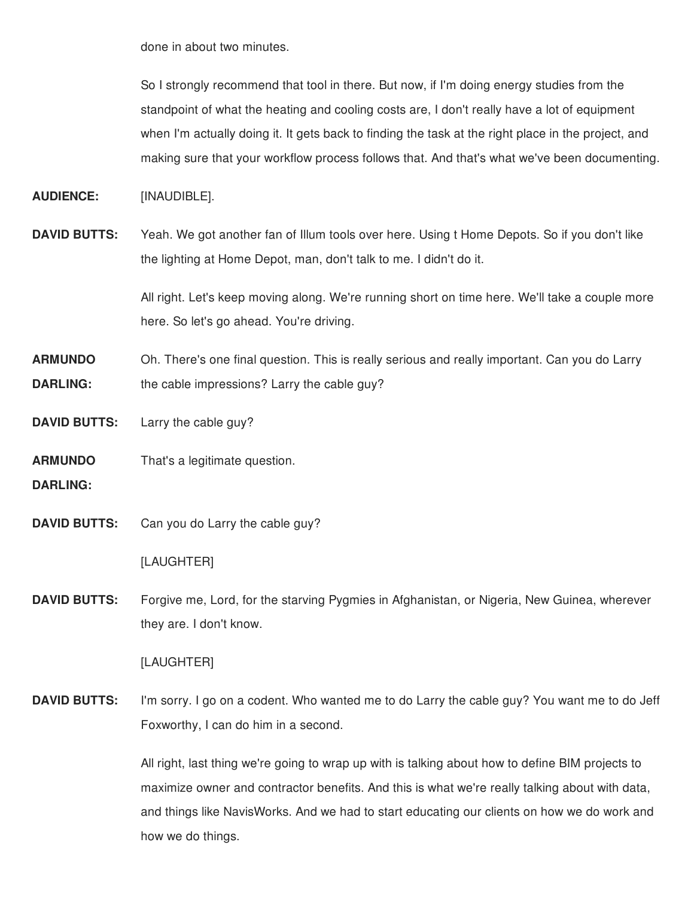done in about two minutes.

So I strongly recommend that tool in there. But now, if I'm doing energy studies from the standpoint of what the heating and cooling costs are, I don't really have a lot of equipment when I'm actually doing it. It gets back to finding the task at the right place in the project, and making sure that your workflow process follows that. And that's what we've been documenting.

**AUDIENCE:** [INAUDIBLE].

**DAVID BUTTS:** Yeah. We got another fan of Illum tools over here. Using t Home Depots. So if you don't like the lighting at Home Depot, man, don't talk to me. I didn't do it.

All right. Let's keep moving along. We're running short on time here. We'll take a couple more here. So let's go ahead. You're driving.

**ARMUNDO DARLING:** Oh. There's one final question. This is really serious and really important. Can you do Larry the cable impressions? Larry the cable guy?

**DAVID BUTTS:** Larry the cable guy?

**ARMUNDO DARLING:** That's a legitimate question.

**DAVID BUTTS:** Can you do Larry the cable guy?

[LAUGHTER]

**DAVID BUTTS:** Forgive me, Lord, for the starving Pygmies in Afghanistan, or Nigeria, New Guinea, wherever they are. I don't know.

[LAUGHTER]

**DAVID BUTTS:** I'm sorry. I go on a codent. Who wanted me to do Larry the cable guy? You want me to do Jeff Foxworthy, I can do him in a second.

All right, last thing we're going to wrap up with is talking about how to define BIM projects to maximize owner and contractor benefits. And this is what we're really talking about with data, and things like NavisWorks. And we had to start educating our clients on how we do work and how we do things.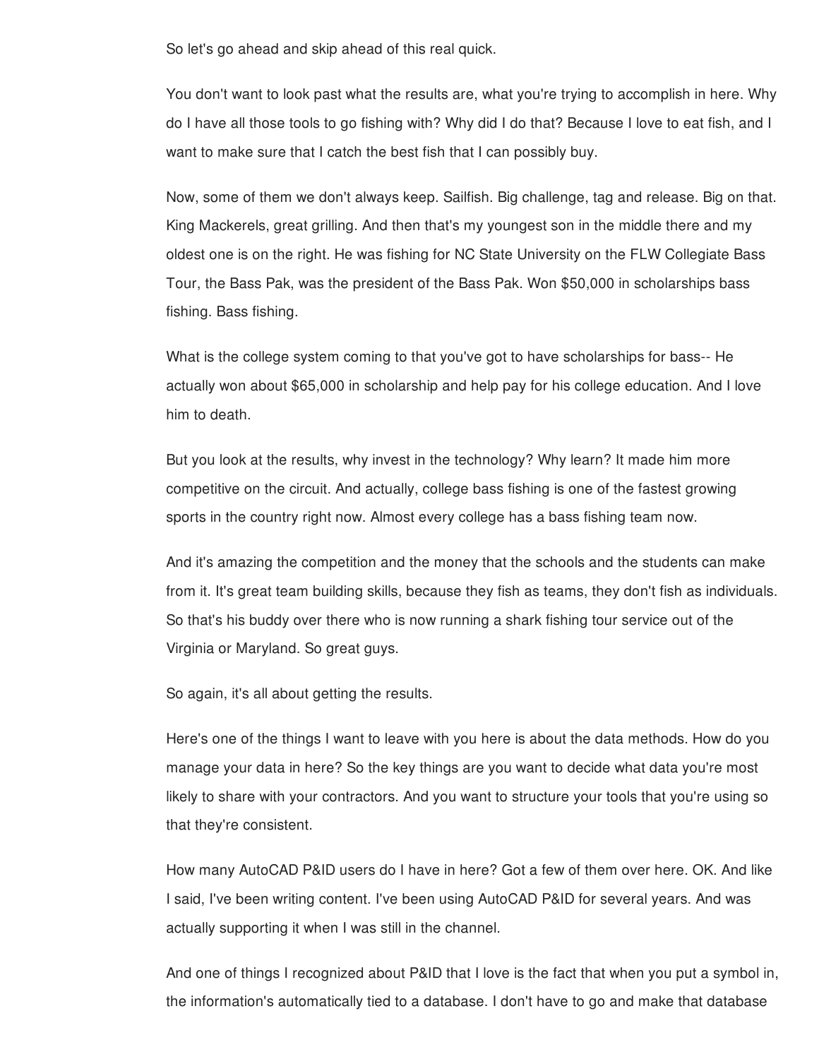So let's go ahead and skip ahead of this real quick.

You don't want to look past what the results are, what you're trying to accomplish in here. Why do I have all those tools to go fishing with? Why did I do that? Because I love to eat fish, and I want to make sure that I catch the best fish that I can possibly buy.

Now, some of them we don't always keep. Sailfish. Big challenge, tag and release. Big on that. King Mackerels, great grilling. And then that's my youngest son in the middle there and my oldest one is on the right. He was fishing for NC State University on the FLW Collegiate Bass Tour, the Bass Pak, was the president of the Bass Pak. Won $50,000 in scholarships bass fishing. Bass fishing.

What is the college system coming to that you've got to have scholarships for bass-- He actually won about $65,000 in scholarship and help pay for his college education. And I love him to death.

But you look at the results, why invest in the technology? Why learn? It made him more competitive on the circuit. And actually, college bass fishing is one of the fastest growing sports in the country right now. Almost every college has a bass fishing team now.

And it's amazing the competition and the money that the schools and the students can make from it. It's great team building skills, because they fish as teams, they don't fish as individuals. So that's his buddy over there who is now running a shark fishing tour service out of the Virginia or Maryland. So great guys.

So again, it's all about getting the results.

Here's one of the things I want to leave with you here is about the data methods. How do you manage your data in here? So the key things are you want to decide what data you're most likely to share with your contractors. And you want to structure your tools that you're using so that they're consistent.

How many AutoCAD P&ID users do I have in here? Got a few of them over here. OK. And like I said, I've been writing content. I've been using AutoCAD P&ID for several years. And was actually supporting it when I was still in the channel.

And one of things I recognized about P&ID that I love is the fact that when you put a symbol in, the information's automatically tied to a database. I don't have to go and make that database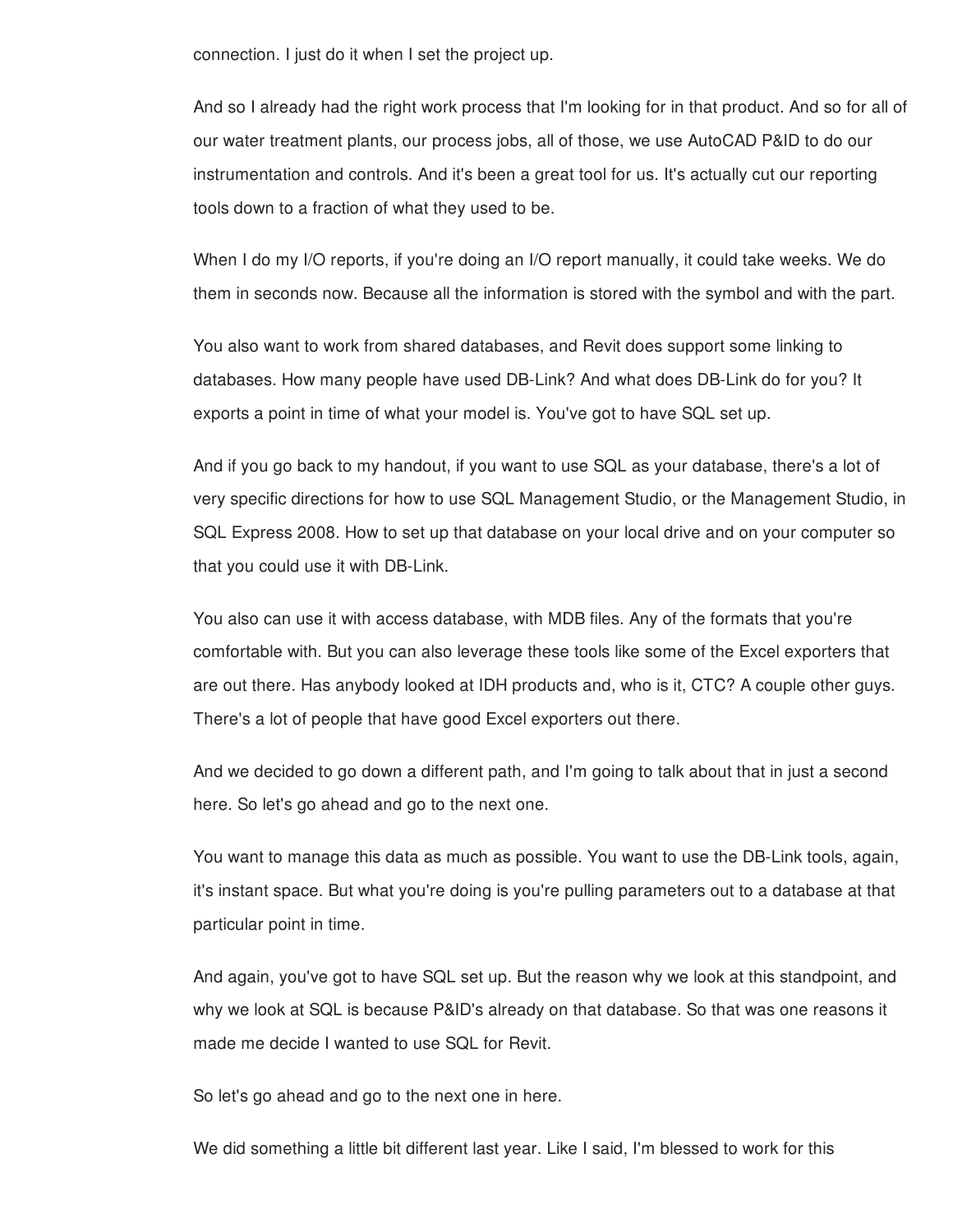connection. I just do it when I set the project up.

And so I already had the right work process that I'm looking for in that product. And so for all of our water treatment plants, our process jobs, all of those, we use AutoCAD P&ID to do our instrumentation and controls. And it's been a great tool for us. It's actually cut our reporting tools down to a fraction of what they used to be.

When I do my I/O reports, if you're doing an I/O report manually, it could take weeks. We do them in seconds now. Because all the information is stored with the symbol and with the part.

You also want to work from shared databases, and Revit does support some linking to databases. How many people have used DB-Link? And what does DB-Link do for you? It exports a point in time of what your model is. You've got to have SQL set up.

And if you go back to my handout, if you want to use SQL as your database, there's a lot of very specific directions for how to use SQL Management Studio, or the Management Studio, in SQL Express 2008. How to set up that database on your local drive and on your computer so that you could use it with DB-Link.

You also can use it with access database, with MDB files. Any of the formats that you're comfortable with. But you can also leverage these tools like some of the Excel exporters that are out there. Has anybody looked at IDH products and, who is it, CTC? A couple other guys. There's a lot of people that have good Excel exporters out there.

And we decided to go down a different path, and I'm going to talk about that in just a second here. So let's go ahead and go to the next one.

You want to manage this data as much as possible. You want to use the DB-Link tools, again, it's instant space. But what you're doing is you're pulling parameters out to a database at that particular point in time.

And again, you've got to have SQL set up. But the reason why we look at this standpoint, and why we look at SQL is because P&ID's already on that database. So that was one reasons it made me decide I wanted to use SQL for Revit.

So let's go ahead and go to the next one in here.

We did something a little bit different last year. Like I said, I'm blessed to work for this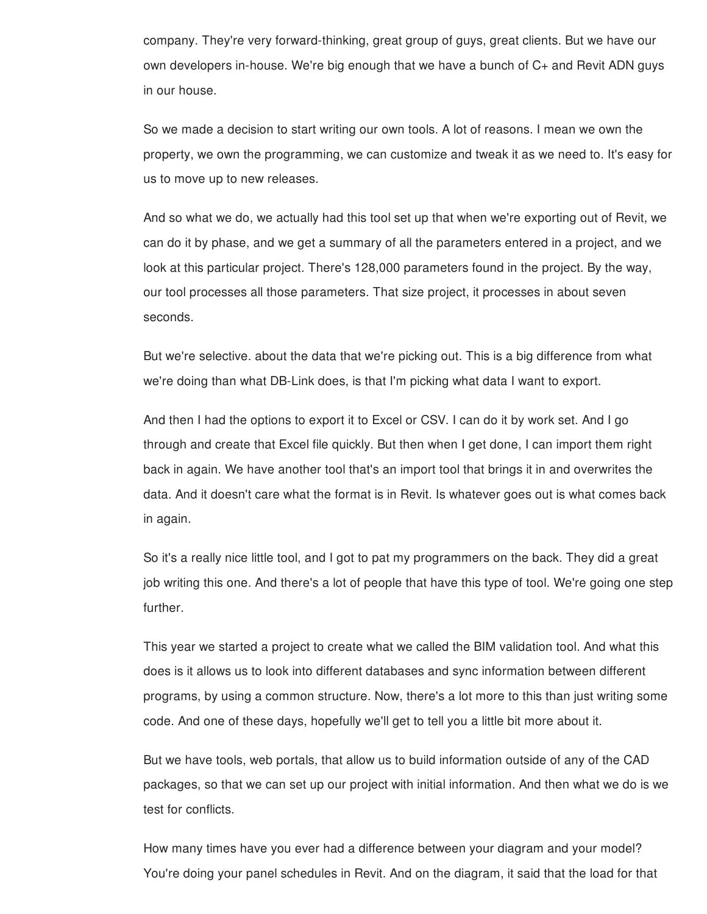company. They're very forward-thinking, great group of guys, great clients. But we have our own developers in-house. We're big enough that we have a bunch of C+ and Revit ADN guys in our house.

So we made a decision to start writing our own tools. A lot of reasons. I mean we own the property, we own the programming, we can customize and tweak it as we need to. It's easy for us to move up to new releases.

And so what we do, we actually had this tool set up that when we're exporting out of Revit, we can do it by phase, and we get a summary of all the parameters entered in a project, and we look at this particular project. There's 128,000 parameters found in the project. By the way, our tool processes all those parameters. That size project, it processes in about seven seconds.

But we're selective. about the data that we're picking out. This is a big difference from what we're doing than what DB-Link does, is that I'm picking what data I want to export.

And then I had the options to export it to Excel or CSV. I can do it by work set. And I go through and create that Excel file quickly. But then when I get done, I can import them right back in again. We have another tool that's an import tool that brings it in and overwrites the data. And it doesn't care what the format is in Revit. Is whatever goes out is what comes back in again.

So it's a really nice little tool, and I got to pat my programmers on the back. They did a great job writing this one. And there's a lot of people that have this type of tool. We're going one step further.

This year we started a project to create what we called the BIM validation tool. And what this does is it allows us to look into different databases and sync information between different programs, by using a common structure. Now, there's a lot more to this than just writing some code. And one of these days, hopefully we'll get to tell you a little bit more about it.

But we have tools, web portals, that allow us to build information outside of any of the CAD packages, so that we can set up our project with initial information. And then what we do is we test for conflicts.

How many times have you ever had a difference between your diagram and your model? You're doing your panel schedules in Revit. And on the diagram, it said that the load for that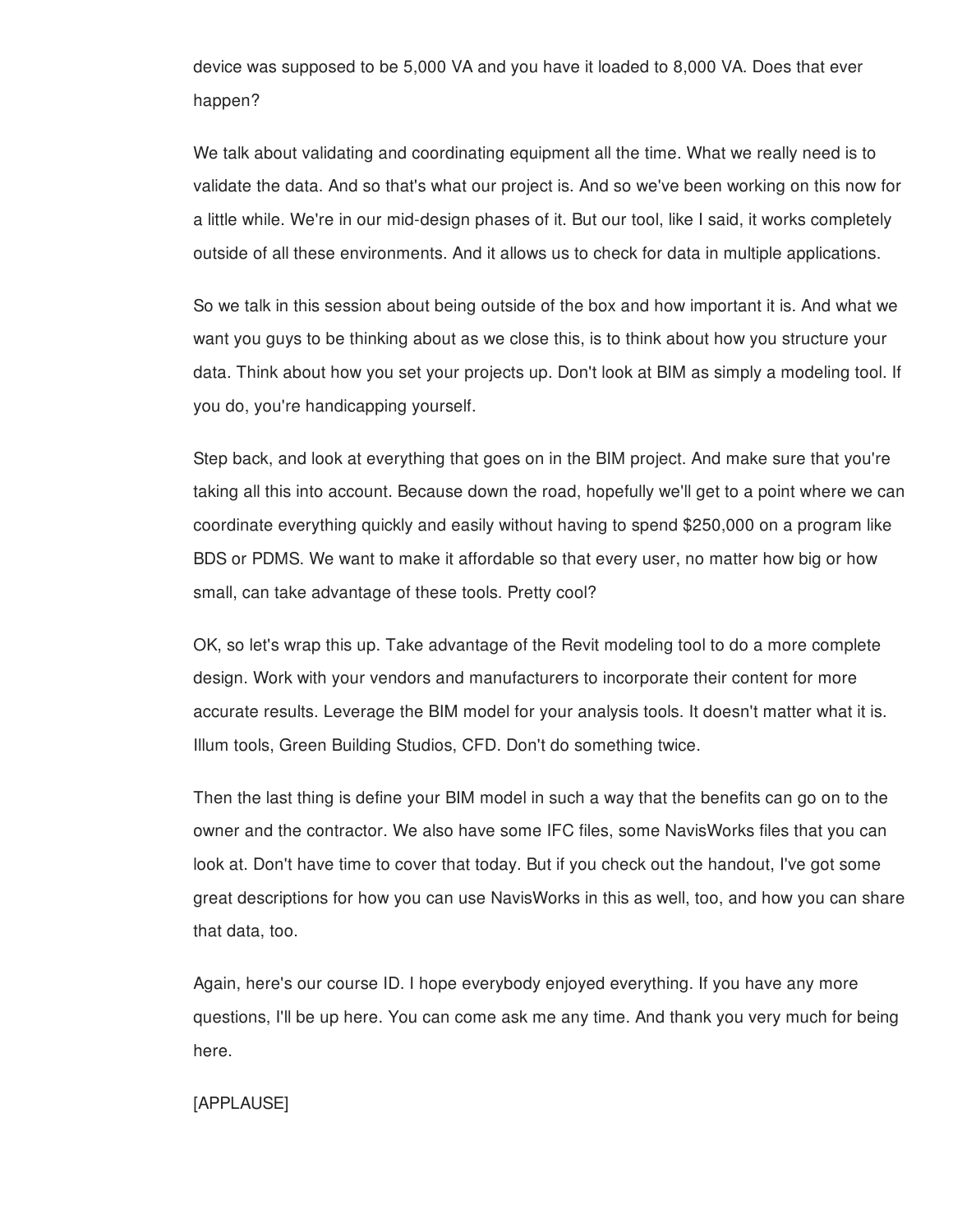device was supposed to be 5,000 VA and you have it loaded to 8,000 VA. Does that ever happen?

We talk about validating and coordinating equipment all the time. What we really need is to validate the data. And so that's what our project is. And so we've been working on this now for a little while. We're in our mid-design phases of it. But our tool, like I said, it works completely outside of all these environments. And it allows us to check for data in multiple applications.

So we talk in this session about being outside of the box and how important it is. And what we want you guys to be thinking about as we close this, is to think about how you structure your data. Think about how you set your projects up. Don't look at BIM as simply a modeling tool. If you do, you're handicapping yourself.

Step back, and look at everything that goes on in the BIM project. And make sure that you're taking all this into account. Because down the road, hopefully we'll get to a point where we can coordinate everything quickly and easily without having to spend $250,000 on a program like BDS or PDMS. We want to make it affordable so that every user, no matter how big or how small, can take advantage of these tools. Pretty cool?

OK, so let's wrap this up. Take advantage of the Revit modeling tool to do a more complete design. Work with your vendors and manufacturers to incorporate their content for more accurate results. Leverage the BIM model for your analysis tools. It doesn't matter what it is. Illum tools, Green Building Studios, CFD. Don't do something twice.

Then the last thing is define your BIM model in such a way that the benefits can go on to the owner and the contractor. We also have some IFC files, some NavisWorks files that you can look at. Don't have time to cover that today. But if you check out the handout, I've got some great descriptions for how you can use NavisWorks in this as well, too, and how you can share that data, too.

Again, here's our course ID. I hope everybody enjoyed everything. If you have any more questions, I'll be up here. You can come ask me any time. And thank you very much for being here.

[APPLAUSE]